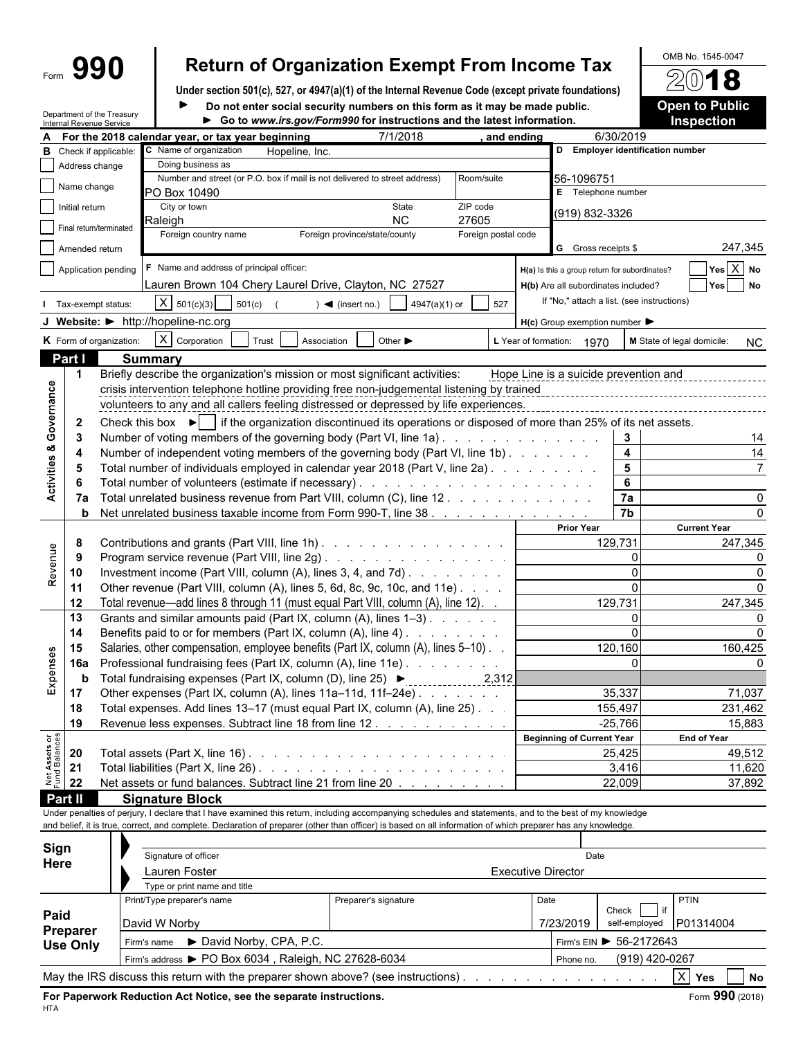# Form 990 — Return of Organization Exempt From Income Tax

OMB No. 1545-0047

**2018**

**Open to Public Inspection**

Under section 501(c), 527, or 4947(a)(1) of the Internal Revenue Code (except private foundations)

► Do not enter social security numbers on this form as it may be made public.

► Go to *www.irs.gov/Form990* for instructions and the latest information.

Department of the Treasury
Internal Revenue Service

**A** For the 2018 calendar year, or tax year beginning 7/1/2018, and ending 6/30/2019

**B** Check if applicable:
- [ ] Address change
- [ ] Name change
- [ ] Initial return
- [ ] Final return/terminated
- [ ] Amended return
- [ ] Application pending

**C** Name of organization: Hopeline, Inc.

Doing business as:

Number and street (or P.O. box if mail is not delivered to street address): PO Box 10490 — Room/suite:

City or town: Raleigh — State: NC — ZIP code: 27605

Foreign country name — Foreign province/state/county — Foreign postal code

**D** Employer identification number: 56-1096751

**E** Telephone number: (919) 832-3326

**G** Gross receipts $ 247,345

**F** Name and address of principal officer: Lauren Brown 104 Chery Laurel Drive, Clayton, NC 27527

**H(a)** Is this a group return for subordinates? [ ] Yes [X] No

**H(b)** Are all subordinates included? [ ] Yes [ ] No

If "No," attach a list. (see instructions)

**H(c)** Group exemption number ►

**I** Tax-exempt status: [X] 501(c)(3) [ ] 501(c) ( ) ◄ (insert no.) [ ] 4947(a)(1) or [ ] 527

**J** Website: ► http://hopeline-nc.org

**K** Form of organization: [X] Corporation [ ] Trust [ ] Association [ ] Other ►

**L** Year of formation: 1970 **M** State of legal domicile: NC

## Part I Summary

### Activities & Governance

1. Briefly describe the organization's mission or most significant activities: Hope Line is a suicide prevention and crisis intervention telephone hotline providing free non-judgemental listening by trained volunteers to any and all callers feeling distressed or depressed by life experiences.
2. Check this box ► [ ] if the organization discontinued its operations or disposed of more than 25% of its net assets.

| Line | Description | | Value |
|---|---|---|---|
| 3 | Number of voting members of the governing body (Part VI, line 1a) | 3 | 14 |
| 4 | Number of independent voting members of the governing body (Part VI, line 1b) | 4 | 14 |
| 5 | Total number of individuals employed in calendar year 2018 (Part V, line 2a) | 5 | 7 |
| 6 | Total number of volunteers (estimate if necessary) | 6 | |
| 7a | Total unrelated business revenue from Part VIII, column (C), line 12 | 7a | 0 |
| b | Net unrelated business taxable income from Form 990-T, line 38 | 7b | 0 |

### Revenue / Expenses

| Line | Description | Prior Year | Current Year |
|---|---|---|---|
| 8 | Contributions and grants (Part VIII, line 1h) | 129,731 | 247,345 |
| 9 | Program service revenue (Part VIII, line 2g) | 0 | 0 |
| 10 | Investment income (Part VIII, column (A), lines 3, 4, and 7d) | 0 | 0 |
| 11 | Other revenue (Part VIII, column (A), lines 5, 6d, 8c, 9c, 10c, and 11e) | 0 | 0 |
| 12 | Total revenue—add lines 8 through 11 (must equal Part VIII, column (A), line 12) | 129,731 | 247,345 |
| 13 | Grants and similar amounts paid (Part IX, column (A), lines 1–3) | 0 | 0 |
| 14 | Benefits paid to or for members (Part IX, column (A), line 4) | 0 | 0 |
| 15 | Salaries, other compensation, employee benefits (Part IX, column (A), lines 5–10) | 120,160 | 160,425 |
| 16a | Professional fundraising fees (Part IX, column (A), line 11e) | 0 | 0 |
| b | Total fundraising expenses (Part IX, column (D), line 25) ► 2,312 | | |
| 17 | Other expenses (Part IX, column (A), lines 11a–11d, 11f–24e) | 35,337 | 71,037 |
| 18 | Total expenses. Add lines 13–17 (must equal Part IX, column (A), line 25) | 155,497 | 231,462 |
| 19 | Revenue less expenses. Subtract line 18 from line 12 | -25,766 | 15,883 |

### Net Assets or Fund Balances

| Line | Description | Beginning of Current Year | End of Year |
|---|---|---|---|
| 20 | Total assets (Part X, line 16) | 25,425 | 49,512 |
| 21 | Total liabilities (Part X, line 26) | 3,416 | 11,620 |
| 22 | Net assets or fund balances. Subtract line 21 from line 20 | 22,009 | 37,892 |

## Part II Signature Block

Under penalties of perjury, I declare that I have examined this return, including accompanying schedules and statements, and to the best of my knowledge and belief, it is true, correct, and complete. Declaration of preparer (other than officer) is based on all information of which preparer has any knowledge.

**Sign Here**

Signature of officer — Date

Lauren Foster, Executive Director

Type or print name and title

**Paid Preparer Use Only**

| Print/Type preparer's name | Preparer's signature | Date | Check [ ] if self-employed | PTIN |
|---|---|---|---|---|
| David W Norby | | 7/23/2019 | | P01314004 |

Firm's name ► David Norby, CPA, P.C. — Firm's EIN ► 56-2172643

Firm's address ► PO Box 6034 , Raleigh, NC 27628-6034 — Phone no. (919) 420-0267

May the IRS discuss this return with the preparer shown above? (see instructions) [X] Yes [ ] No

**For Paperwork Reduction Act Notice, see the separate instructions.** Form **990** (2018)

HTA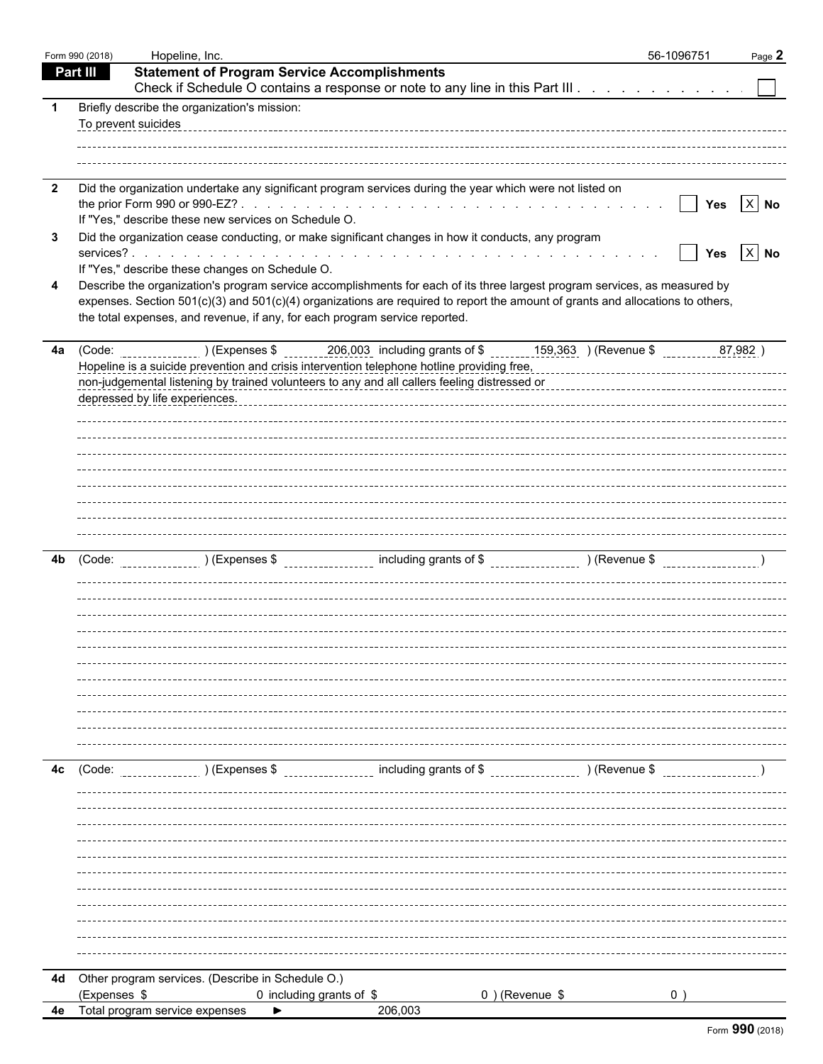Form 990 (2018) Hopeline, Inc. 56-1096751 Page **2**

## Part III Statement of Program Service Accomplishments

Check if Schedule O contains a response or note to any line in this Part III . . . . . . . . . . . . ☐

**1** Briefly describe the organization's mission:

To prevent suicides

**2** Did the organization undertake any significant program services during the year which were not listed on the prior Form 990 or 990-EZ? . . . . . . . . . . ☐ Yes ☒ No

If "Yes," describe these new services on Schedule O.

**3** Did the organization cease conducting, or make significant changes in how it conducts, any program services? . . . . . . . . . . ☐ Yes ☒ No

If "Yes," describe these changes on Schedule O.

**4** Describe the organization's program service accomplishments for each of its three largest program services, as measured by expenses. Section 501(c)(3) and 501(c)(4) organizations are required to report the amount of grants and allocations to others, the total expenses, and revenue, if any, for each program service reported.

**4a** (Code: ) (Expenses $ 206,003 including grants of $ 159,363 ) (Revenue $ 87,982 )

Hopeline is a suicide prevention and crisis intervention telephone hotline providing free, non-judgemental listening by trained volunteers to any and all callers feeling distressed or depressed by life experiences.

**4b** (Code: ) (Expenses $ including grants of $ ) (Revenue $ )

**4c** (Code: ) (Expenses $ including grants of $ ) (Revenue $ )

**4d** Other program services. (Describe in Schedule O.)

(Expenses $ 0 including grants of $ 0 ) (Revenue $ 0 )

**4e** Total program service expenses ► 206,003

Form **990** (2018)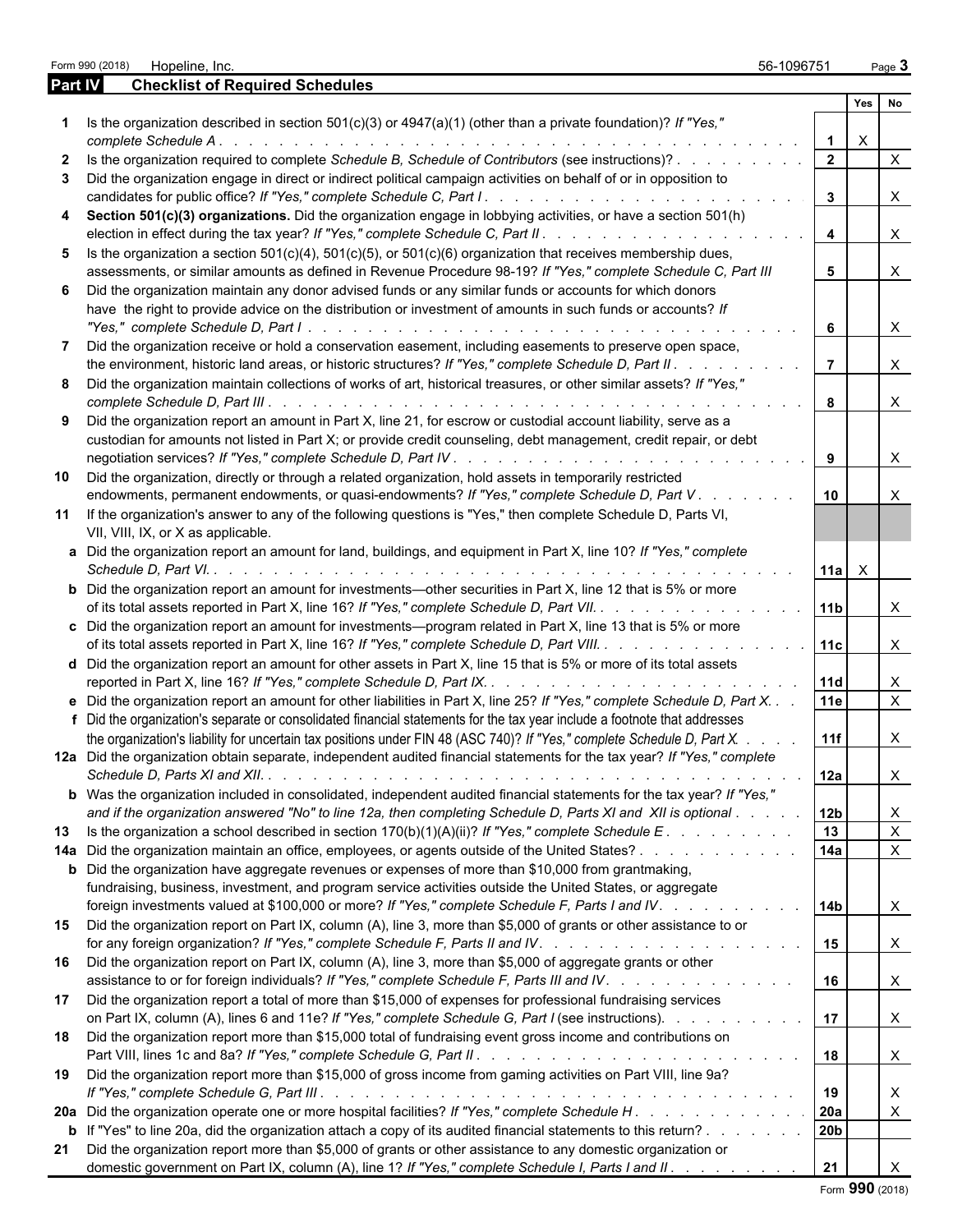Form 990 (2018) Hopeline, Inc. 56-1096751

## Part IV Checklist of Required Schedules

| | | | Yes | No |
|---|---|---|---|---|
| **1** | Is the organization described in section 501(c)(3) or 4947(a)(1) (other than a private foundation)? *If "Yes," complete Schedule A* | 1 | X | |
| **2** | Is the organization required to complete *Schedule B, Schedule of Contributors* (see instructions)? | 2 | | X |
| **3** | Did the organization engage in direct or indirect political campaign activities on behalf of or in opposition to candidates for public office? *If "Yes," complete Schedule C, Part I* | 3 | | X |
| **4** | **Section 501(c)(3) organizations.** Did the organization engage in lobbying activities, or have a section 501(h) election in effect during the tax year? *If "Yes," complete Schedule C, Part II* | 4 | | X |
| **5** | Is the organization a section 501(c)(4), 501(c)(5), or 501(c)(6) organization that receives membership dues, assessments, or similar amounts as defined in Revenue Procedure 98-19? *If "Yes," complete Schedule C, Part III* | 5 | | X |
| **6** | Did the organization maintain any donor advised funds or any similar funds or accounts for which donors have the right to provide advice on the distribution or investment of amounts in such funds or accounts? *If "Yes," complete Schedule D, Part I* | 6 | | X |
| **7** | Did the organization receive or hold a conservation easement, including easements to preserve open space, the environment, historic land areas, or historic structures? *If "Yes," complete Schedule D, Part II* | 7 | | X |
| **8** | Did the organization maintain collections of works of art, historical treasures, or other similar assets? *If "Yes," complete Schedule D, Part III* | 8 | | X |
| **9** | Did the organization report an amount in Part X, line 21, for escrow or custodial account liability, serve as a custodian for amounts not listed in Part X; or provide credit counseling, debt management, credit repair, or debt negotiation services? *If "Yes," complete Schedule D, Part IV* | 9 | | X |
| **10** | Did the organization, directly or through a related organization, hold assets in temporarily restricted endowments, permanent endowments, or quasi-endowments? *If "Yes," complete Schedule D, Part V* | 10 | | X |
| **11** | If the organization's answer to any of the following questions is "Yes," then complete Schedule D, Parts VI, VII, VIII, IX, or X as applicable. | | | |
| **a** | Did the organization report an amount for land, buildings, and equipment in Part X, line 10? *If "Yes," complete Schedule D, Part VI.* | 11a | X | |
| **b** | Did the organization report an amount for investments—other securities in Part X, line 12 that is 5% or more of its total assets reported in Part X, line 16? *If "Yes," complete Schedule D, Part VII.* | 11b | | X |
| **c** | Did the organization report an amount for investments—program related in Part X, line 13 that is 5% or more of its total assets reported in Part X, line 16? *If "Yes," complete Schedule D, Part VIII.* | 11c | | X |
| **d** | Did the organization report an amount for other assets in Part X, line 15 that is 5% or more of its total assets reported in Part X, line 16? *If "Yes," complete Schedule D, Part IX.* | 11d | | X |
| **e** | Did the organization report an amount for other liabilities in Part X, line 25? *If "Yes," complete Schedule D, Part X.* | 11e | | X |
| **f** | Did the organization's separate or consolidated financial statements for the tax year include a footnote that addresses the organization's liability for uncertain tax positions under FIN 48 (ASC 740)? *If "Yes," complete Schedule D, Part X.* | 11f | | X |
| **12a** | Did the organization obtain separate, independent audited financial statements for the tax year? *If "Yes," complete Schedule D, Parts XI and XII.* | 12a | | X |
| **b** | Was the organization included in consolidated, independent audited financial statements for the tax year? *If "Yes," and if the organization answered "No" to line 12a, then completing Schedule D, Parts XI and XII is optional* | 12b | | X |
| **13** | Is the organization a school described in section 170(b)(1)(A)(ii)? *If "Yes," complete Schedule E* | 13 | | X |
| **14a** | Did the organization maintain an office, employees, or agents outside of the United States? | 14a | | X |
| **b** | Did the organization have aggregate revenues or expenses of more than $10,000 from grantmaking, fundraising, business, investment, and program service activities outside the United States, or aggregate foreign investments valued at $100,000 or more? *If "Yes," complete Schedule F, Parts I and IV.* | 14b | | X |
| **15** | Did the organization report on Part IX, column (A), line 3, more than $5,000 of grants or other assistance to or for any foreign organization? *If "Yes," complete Schedule F, Parts II and IV.* | 15 | | X |
| **16** | Did the organization report on Part IX, column (A), line 3, more than $5,000 of aggregate grants or other assistance to or for foreign individuals? *If "Yes," complete Schedule F, Parts III and IV.* | 16 | | X |
| **17** | Did the organization report a total of more than $15,000 of expenses for professional fundraising services on Part IX, column (A), lines 6 and 11e? *If "Yes," complete Schedule G, Part I* (see instructions). | 17 | | X |
| **18** | Did the organization report more than $15,000 total of fundraising event gross income and contributions on Part VIII, lines 1c and 8a? *If "Yes," complete Schedule G, Part II* | 18 | | X |
| **19** | Did the organization report more than $15,000 of gross income from gaming activities on Part VIII, line 9a? *If "Yes," complete Schedule G, Part III* | 19 | | X |
| **20a** | Did the organization operate one or more hospital facilities? *If "Yes," complete Schedule H* | 20a | | X |
| **b** | If "Yes" to line 20a, did the organization attach a copy of its audited financial statements to this return? | 20b | | |
| **21** | Did the organization report more than $5,000 of grants or other assistance to any domestic organization or domestic government on Part IX, column (A), line 1? *If "Yes," complete Schedule I, Parts I and II* | 21 | | X |

Form **990** (2018)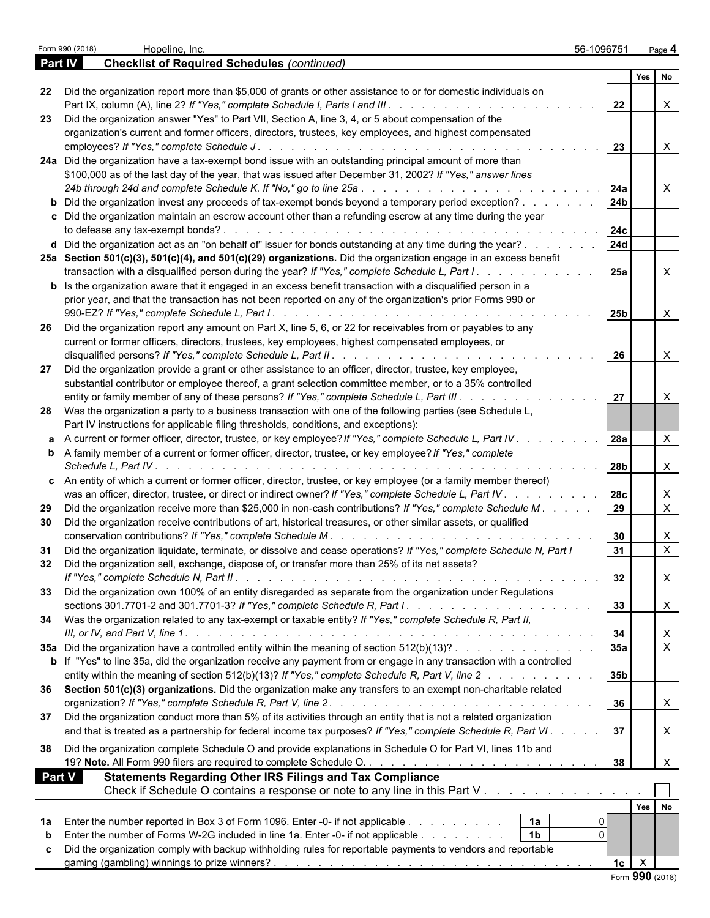Form 990 (2018) Hopeline, Inc. 56-1096751 Page **4**

## Part IV Checklist of Required Schedules *(continued)*

| | | | Yes | No |
|---|---|---|---|---|
| **22** | Did the organization report more than $5,000 of grants or other assistance to or for domestic individuals on Part IX, column (A), line 2? *If "Yes," complete Schedule I, Parts I and III* | 22 | | X |
| **23** | Did the organization answer "Yes" to Part VII, Section A, line 3, 4, or 5 about compensation of the organization's current and former officers, directors, trustees, key employees, and highest compensated employees? *If "Yes," complete Schedule J* | 23 | | X |
| **24a** | Did the organization have a tax-exempt bond issue with an outstanding principal amount of more than $100,000 as of the last day of the year, that was issued after December 31, 2002? *If "Yes," answer lines 24b through 24d and complete Schedule K. If "No," go to line 25a* | 24a | | X |
| **b** | Did the organization invest any proceeds of tax-exempt bonds beyond a temporary period exception? | 24b | | |
| **c** | Did the organization maintain an escrow account other than a refunding escrow at any time during the year to defease any tax-exempt bonds? | 24c | | |
| **d** | Did the organization act as an "on behalf of" issuer for bonds outstanding at any time during the year? | 24d | | |
| **25a** | **Section 501(c)(3), 501(c)(4), and 501(c)(29) organizations.** Did the organization engage in an excess benefit transaction with a disqualified person during the year? *If "Yes," complete Schedule L, Part I* | 25a | | X |
| **b** | Is the organization aware that it engaged in an excess benefit transaction with a disqualified person in a prior year, and that the transaction has not been reported on any of the organization's prior Forms 990 or 990-EZ? *If "Yes," complete Schedule L, Part I* | 25b | | X |
| **26** | Did the organization report any amount on Part X, line 5, 6, or 22 for receivables from or payables to any current or former officers, directors, trustees, key employees, highest compensated employees, or disqualified persons? *If "Yes," complete Schedule L, Part II* | 26 | | X |
| **27** | Did the organization provide a grant or other assistance to an officer, director, trustee, key employee, substantial contributor or employee thereof, a grant selection committee member, or to a 35% controlled entity or family member of any of these persons? *If "Yes," complete Schedule L, Part III* | 27 | | X |
| **28** | Was the organization a party to a business transaction with one of the following parties (see Schedule L, Part IV instructions for applicable filing thresholds, conditions, and exceptions): | | | |
| **a** | A current or former officer, director, trustee, or key employee? *If "Yes," complete Schedule L, Part IV* | 28a | | X |
| **b** | A family member of a current or former officer, director, trustee, or key employee? *If "Yes," complete Schedule L, Part IV* | 28b | | X |
| **c** | An entity of which a current or former officer, director, trustee, or key employee (or a family member thereof) was an officer, director, trustee, or direct or indirect owner? *If "Yes," complete Schedule L, Part IV* | 28c | | X |
| **29** | Did the organization receive more than $25,000 in non-cash contributions? *If "Yes," complete Schedule M* | 29 | | X |
| **30** | Did the organization receive contributions of art, historical treasures, or other similar assets, or qualified conservation contributions? *If "Yes," complete Schedule M* | 30 | | X |
| **31** | Did the organization liquidate, terminate, or dissolve and cease operations? *If "Yes," complete Schedule N, Part I* | 31 | | X |
| **32** | Did the organization sell, exchange, dispose of, or transfer more than 25% of its net assets? *If "Yes," complete Schedule N, Part II* | 32 | | X |
| **33** | Did the organization own 100% of an entity disregarded as separate from the organization under Regulations sections 301.7701-2 and 301.7701-3? *If "Yes," complete Schedule R, Part I* | 33 | | X |
| **34** | Was the organization related to any tax-exempt or taxable entity? *If "Yes," complete Schedule R, Part II, III, or IV, and Part V, line 1* | 34 | | X |
| **35a** | Did the organization have a controlled entity within the meaning of section 512(b)(13)? | 35a | | X |
| **b** | If "Yes" to line 35a, did the organization receive any payment from or engage in any transaction with a controlled entity within the meaning of section 512(b)(13)? *If "Yes," complete Schedule R, Part V, line 2* | 35b | | |
| **36** | **Section 501(c)(3) organizations.** Did the organization make any transfers to an exempt non-charitable related organization? *If "Yes," complete Schedule R, Part V, line 2* | 36 | | X |
| **37** | Did the organization conduct more than 5% of its activities through an entity that is not a related organization and that is treated as a partnership for federal income tax purposes? *If "Yes," complete Schedule R, Part VI* | 37 | | X |
| **38** | Did the organization complete Schedule O and provide explanations in Schedule O for Part VI, lines 11b and 19? **Note.** All Form 990 filers are required to complete Schedule O. | 38 | | X |

## Part V Statements Regarding Other IRS Filings and Tax Compliance

Check if Schedule O contains a response or note to any line in this Part V . . . ☐

| | | | | | Yes | No |
|---|---|---|---|---|---|---|
| **1a** | Enter the number reported in Box 3 of Form 1096. Enter -0- if not applicable | 1a | 0 | | | |
| **b** | Enter the number of Forms W-2G included in line 1a. Enter -0- if not applicable | 1b | 0 | | | |
| **c** | Did the organization comply with backup withholding rules for reportable payments to vendors and reportable gaming (gambling) winnings to prize winners? | | | 1c | X | |

Form **990** (2018)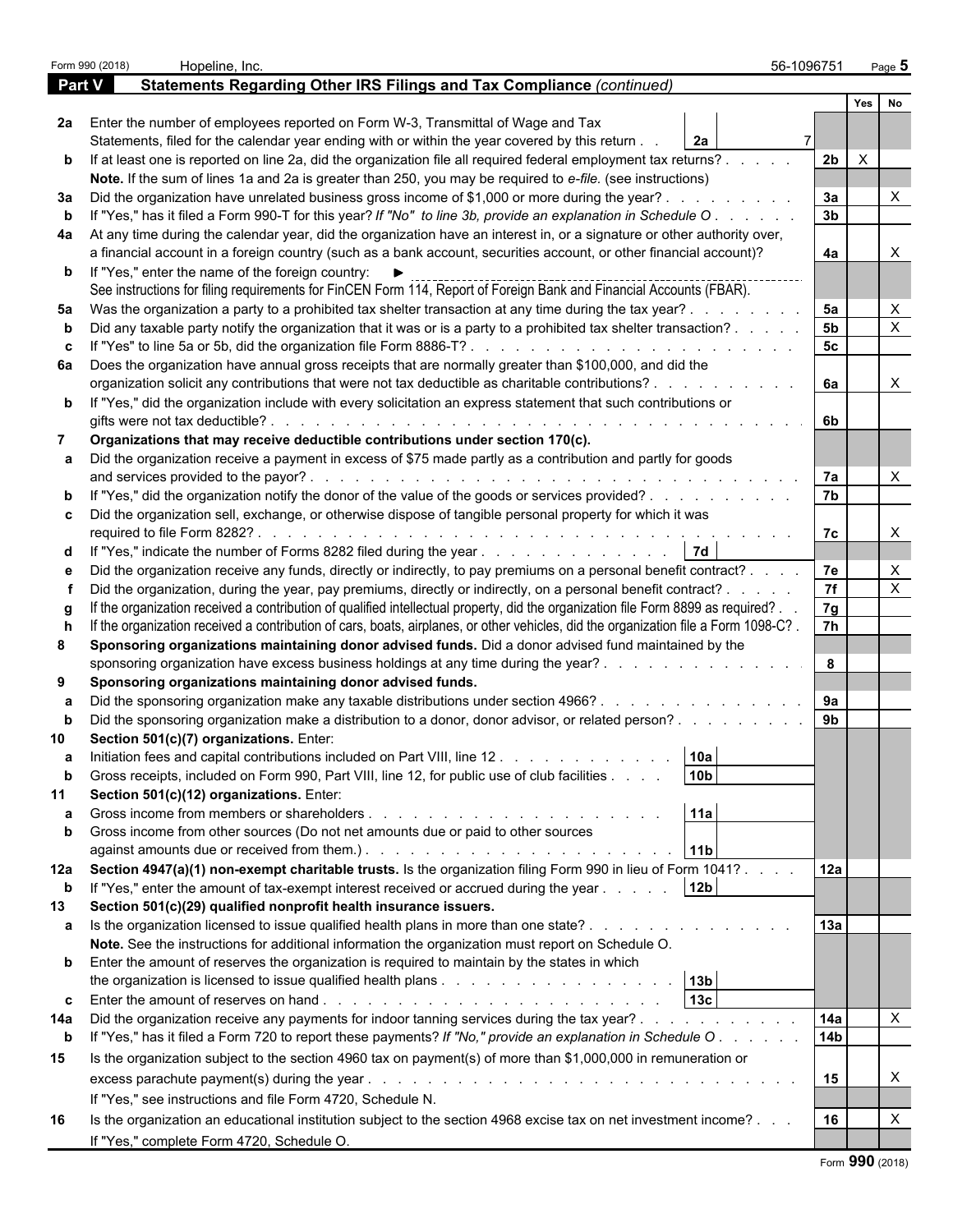Form 990 (2018) Hopeline, Inc. 56-1096751

## Part V Statements Regarding Other IRS Filings and Tax Compliance *(continued)*

| | | | | Yes | No |
|---|---|---|---|---|---|
| **2a** | Enter the number of employees reported on Form W-3, Transmittal of Wage and Tax Statements, filed for the calendar year ending with or within the year covered by this return | 2a 7 | | | |
| **b** | If at least one is reported on line 2a, did the organization file all required federal employment tax returns? | | 2b | X | |
| | **Note.** If the sum of lines 1a and 2a is greater than 250, you may be required to *e-file.* (see instructions) | | | | |
| **3a** | Did the organization have unrelated business gross income of $1,000 or more during the year? | | 3a | | X |
| **b** | If "Yes," has it filed a Form 990-T for this year? *If "No" to line 3b, provide an explanation in Schedule O* | | 3b | | |
| **4a** | At any time during the calendar year, did the organization have an interest in, or a signature or other authority over, a financial account in a foreign country (such as a bank account, securities account, or other financial account)? | | 4a | | X |
| **b** | If "Yes," enter the name of the foreign country: ► See instructions for filing requirements for FinCEN Form 114, Report of Foreign Bank and Financial Accounts (FBAR). | | | | |
| **5a** | Was the organization a party to a prohibited tax shelter transaction at any time during the tax year? | | 5a | | X |
| **b** | Did any taxable party notify the organization that it was or is a party to a prohibited tax shelter transaction? | | 5b | | X |
| **c** | If "Yes" to line 5a or 5b, did the organization file Form 8886-T? | | 5c | | |
| **6a** | Does the organization have annual gross receipts that are normally greater than $100,000, and did the organization solicit any contributions that were not tax deductible as charitable contributions? | | 6a | | X |
| **b** | If "Yes," did the organization include with every solicitation an express statement that such contributions or gifts were not tax deductible? | | 6b | | |
| **7** | **Organizations that may receive deductible contributions under section 170(c).** | | | | |
| **a** | Did the organization receive a payment in excess of $75 made partly as a contribution and partly for goods and services provided to the payor? | | 7a | | X |
| **b** | If "Yes," did the organization notify the donor of the value of the goods or services provided? | | 7b | | |
| **c** | Did the organization sell, exchange, or otherwise dispose of tangible personal property for which it was required to file Form 8282? | | 7c | | X |
| **d** | If "Yes," indicate the number of Forms 8282 filed during the year | 7d | | | |
| **e** | Did the organization receive any funds, directly or indirectly, to pay premiums on a personal benefit contract? | | 7e | | X |
| **f** | Did the organization, during the year, pay premiums, directly or indirectly, on a personal benefit contract? | | 7f | | X |
| **g** | If the organization received a contribution of qualified intellectual property, did the organization file Form 8899 as required? | | 7g | | |
| **h** | If the organization received a contribution of cars, boats, airplanes, or other vehicles, did the organization file a Form 1098-C? | | 7h | | |
| **8** | **Sponsoring organizations maintaining donor advised funds.** Did a donor advised fund maintained by the sponsoring organization have excess business holdings at any time during the year? | | 8 | | |
| **9** | **Sponsoring organizations maintaining donor advised funds.** | | | | |
| **a** | Did the sponsoring organization make any taxable distributions under section 4966? | | 9a | | |
| **b** | Did the sponsoring organization make a distribution to a donor, donor advisor, or related person? | | 9b | | |
| **10** | **Section 501(c)(7) organizations.** Enter: | | | | |
| **a** | Initiation fees and capital contributions included on Part VIII, line 12 | 10a | | | |
| **b** | Gross receipts, included on Form 990, Part VIII, line 12, for public use of club facilities | 10b | | | |
| **11** | **Section 501(c)(12) organizations.** Enter: | | | | |
| **a** | Gross income from members or shareholders | 11a | | | |
| **b** | Gross income from other sources (Do not net amounts due or paid to other sources against amounts due or received from them.) | 11b | | | |
| **12a** | **Section 4947(a)(1) non-exempt charitable trusts.** Is the organization filing Form 990 in lieu of Form 1041? | | 12a | | |
| **b** | If "Yes," enter the amount of tax-exempt interest received or accrued during the year | 12b | | | |
| **13** | **Section 501(c)(29) qualified nonprofit health insurance issuers.** | | | | |
| **a** | Is the organization licensed to issue qualified health plans in more than one state? | | 13a | | |
| | **Note.** See the instructions for additional information the organization must report on Schedule O. | | | | |
| **b** | Enter the amount of reserves the organization is required to maintain by the states in which the organization is licensed to issue qualified health plans | 13b | | | |
| **c** | Enter the amount of reserves on hand | 13c | | | |
| **14a** | Did the organization receive any payments for indoor tanning services during the tax year? | | 14a | | X |
| **b** | If "Yes," has it filed a Form 720 to report these payments? *If "No," provide an explanation in Schedule O* | | 14b | | |
| **15** | Is the organization subject to the section 4960 tax on payment(s) of more than $1,000,000 in remuneration or excess parachute payment(s) during the year | | 15 | | X |
| | If "Yes," see instructions and file Form 4720, Schedule N. | | | | |
| **16** | Is the organization an educational institution subject to the section 4968 excise tax on net investment income? | | 16 | | X |
| | If "Yes," complete Form 4720, Schedule O. | | | | |

Form **990** (2018)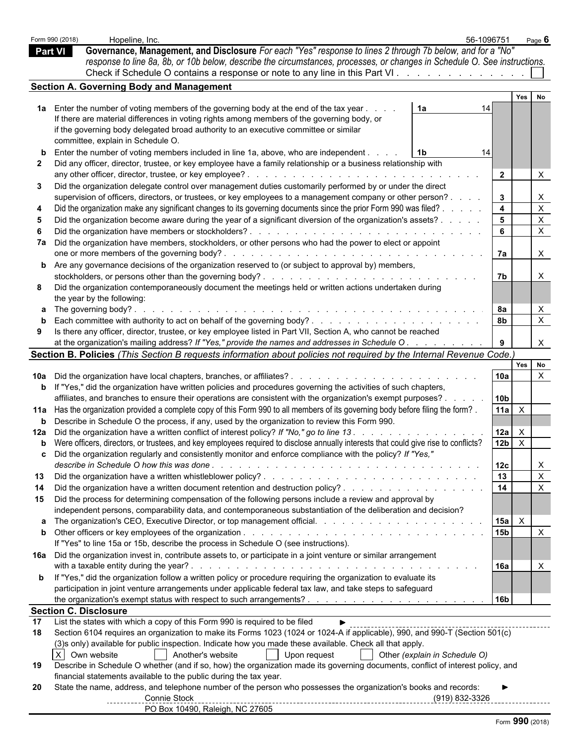Form 990 (2018) Hopeline, Inc. 56-1096751 Page 6

## Part VI Governance, Management, and Disclosure

*For each "Yes" response to lines 2 through 7b below, and for a "No" response to line 8a, 8b, or 10b below, describe the circumstances, processes, or changes in Schedule O. See instructions.*

Check if Schedule O contains a response or note to any line in this Part VI . . . . . . . . . . . . . ☐

### Section A. Governing Body and Management

| | | | | Yes | No |
|---|---|---|---|---|---|
| **1a** | Enter the number of voting members of the governing body at the end of the tax year . . . . If there are material differences in voting rights among members of the governing body, or if the governing body delegated broad authority to an executive committee or similar committee, explain in Schedule O. | 1a 14 | | | |
| **b** | Enter the number of voting members included in line 1a, above, who are independent . . . . | 1b 14 | | | |
| **2** | Did any officer, director, trustee, or key employee have a family relationship or a business relationship with any other officer, director, trustee, or key employee? . . . | | 2 | | X |
| **3** | Did the organization delegate control over management duties customarily performed by or under the direct supervision of officers, directors, or trustees, or key employees to a management company or other person? . . . . | | 3 | | X |
| **4** | Did the organization make any significant changes to its governing documents since the prior Form 990 was filed? . . . . . | | 4 | | X |
| **5** | Did the organization become aware during the year of a significant diversion of the organization's assets? . . . . . | | 5 | | X |
| **6** | Did the organization have members or stockholders? . . . | | 6 | | X |
| **7a** | Did the organization have members, stockholders, or other persons who had the power to elect or appoint one or more members of the governing body? . . . | | 7a | | X |
| **b** | Are any governance decisions of the organization reserved to (or subject to approval by) members, stockholders, or persons other than the governing body? . . . | | 7b | | X |
| **8** | Did the organization contemporaneously document the meetings held or written actions undertaken during the year by the following: | | | | |
| **a** | The governing body? . . . | | 8a | | X |
| **b** | Each committee with authority to act on behalf of the governing body? . . . | | 8b | | X |
| **9** | Is there any officer, director, trustee, or key employee listed in Part VII, Section A, who cannot be reached at the organization's mailing address? *If "Yes," provide the names and addresses in Schedule O* . . . | | 9 | | X |

### Section B. Policies *(This Section B requests information about policies not required by the Internal Revenue Code.)*

| | | | Yes | No |
|---|---|---|---|---|
| **10a** | Did the organization have local chapters, branches, or affiliates? . . . | 10a | | X |
| **b** | If "Yes," did the organization have written policies and procedures governing the activities of such chapters, affiliates, and branches to ensure their operations are consistent with the organization's exempt purposes? . . . | 10b | | |
| **11a** | Has the organization provided a complete copy of this Form 990 to all members of its governing body before filing the form? . | 11a | X | |
| **b** | Describe in Schedule O the process, if any, used by the organization to review this Form 990. | | | |
| **12a** | Did the organization have a written conflict of interest policy? *If "No," go to line 13* . . . | 12a | X | |
| **b** | Were officers, directors, or trustees, and key employees required to disclose annually interests that could give rise to conflicts? | 12b | X | |
| **c** | Did the organization regularly and consistently monitor and enforce compliance with the policy? *If "Yes," describe in Schedule O how this was done* . . . | 12c | | X |
| **13** | Did the organization have a written whistleblower policy? . . . | 13 | | X |
| **14** | Did the organization have a written document retention and destruction policy? . . . | 14 | | X |
| **15** | Did the process for determining compensation of the following persons include a review and approval by independent persons, comparability data, and contemporaneous substantiation of the deliberation and decision? | | | |
| **a** | The organization's CEO, Executive Director, or top management official. . . . | 15a | X | |
| **b** | Other officers or key employees of the organization . . . If "Yes" to line 15a or 15b, describe the process in Schedule O (see instructions). | 15b | | X |
| **16a** | Did the organization invest in, contribute assets to, or participate in a joint venture or similar arrangement with a taxable entity during the year? . . . | 16a | | X |
| **b** | If "Yes," did the organization follow a written policy or procedure requiring the organization to evaluate its participation in joint venture arrangements under applicable federal tax law, and take steps to safeguard the organization's exempt status with respect to such arrangements? . . . | 16b | | |

### Section C. Disclosure

**17** List the states with which a copy of this Form 990 is required to be filed ►

**18** Section 6104 requires an organization to make its Forms 1023 (1024 or 1024-A if applicable), 990, and 990-T (Section 501(c)(3)s only) available for public inspection. Indicate how you made these available. Check all that apply.

☒ Own website ☐ Another's website ☐ Upon request ☐ Other *(explain in Schedule O)*

**19** Describe in Schedule O whether (and if so, how) the organization made its governing documents, conflict of interest policy, and financial statements available to the public during the tax year.

**20** State the name, address, and telephone number of the person who possesses the organization's books and records: ►

Connie Stock (919) 832-3326
PO Box 10490, Raleigh, NC 27605

Form **990** (2018)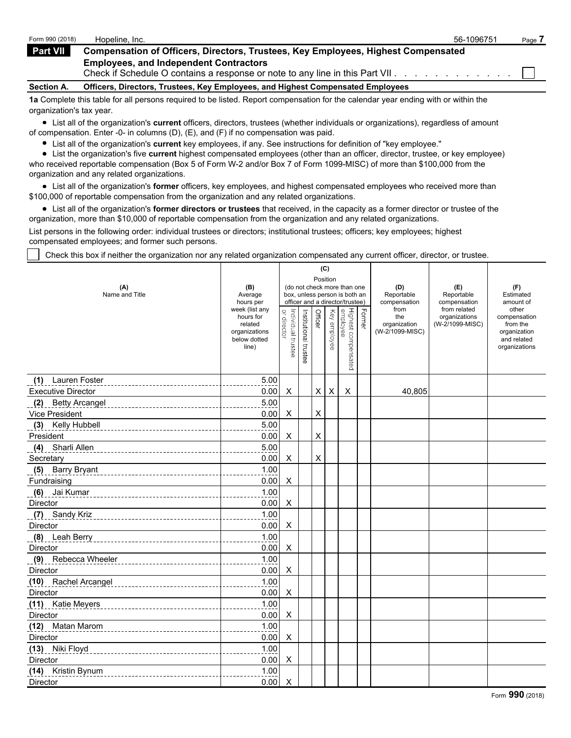Form 990 (2018) Hopeline, Inc. 56-1096751

## Part VII Compensation of Officers, Directors, Trustees, Key Employees, Highest Compensated Employees, and Independent Contractors

Check if Schedule O contains a response or note to any line in this Part VII . . . . . . . . . . . . ☐

**Section A. Officers, Directors, Trustees, Key Employees, and Highest Compensated Employees**

**1a** Complete this table for all persons required to be listed. Report compensation for the calendar year ending with or within the organization's tax year.

- List all of the organization's **current** officers, directors, trustees (whether individuals or organizations), regardless of amount of compensation. Enter -0- in columns (D), (E), and (F) if no compensation was paid.
- List all of the organization's **current** key employees, if any. See instructions for definition of "key employee."
- List the organization's five **current** highest compensated employees (other than an officer, director, trustee, or key employee) who received reportable compensation (Box 5 of Form W-2 and/or Box 7 of Form 1099-MISC) of more than $100,000 from the organization and any related organizations.
- List all of the organization's **former** officers, key employees, and highest compensated employees who received more than $100,000 of reportable compensation from the organization and any related organizations.
- List all of the organization's **former directors or trustees** that received, in the capacity as a former director or trustee of the organization, more than $10,000 of reportable compensation from the organization and any related organizations.

List persons in the following order: individual trustees or directors; institutional trustees; officers; key employees; highest compensated employees; and former such persons.

☐ Check this box if neither the organization nor any related organization compensated any current officer, director, or trustee.

| (A) Name and Title | (B) Average hours per week (list any hours for related organizations below dotted line) | (C) Position: Individual trustee or director | Institutional trustee | Officer | Key employee | Highest compensated employee | Former | (D) Reportable compensation from the organization (W-2/1099-MISC) | (E) Reportable compensation from related organizations (W-2/1099-MISC) | (F) Estimated amount of other compensation from the organization and related organizations |
|---|---|---|---|---|---|---|---|---|---|---|
| (1) Lauren Foster<br>Executive Director | 5.00<br>0.00 | X | | X | X | X | | 40,805 | | |
| (2) Betty Arcangel<br>Vice President | 5.00<br>0.00 | X | | X | | | | | | |
| (3) Kelly Hubbell<br>President | 5.00<br>0.00 | X | | X | | | | | | |
| (4) Sharli Allen<br>Secretary | 5.00<br>0.00 | X | | X | | | | | | |
| (5) Barry Bryant<br>Fundraising | 1.00<br>0.00 | X | | | | | | | | |
| (6) Jai Kumar<br>Director | 1.00<br>0.00 | X | | | | | | | | |
| (7) Sandy Kriz<br>Director | 1.00<br>0.00 | X | | | | | | | | |
| (8) Leah Berry<br>Director | 1.00<br>0.00 | X | | | | | | | | |
| (9) Rebecca Wheeler<br>Director | 1.00<br>0.00 | X | | | | | | | | |
| (10) Rachel Arcangel<br>Director | 1.00<br>0.00 | X | | | | | | | | |
| (11) Katie Meyers<br>Director | 1.00<br>0.00 | X | | | | | | | | |
| (12) Matan Marom<br>Director | 1.00<br>0.00 | X | | | | | | | | |
| (13) Niki Floyd<br>Director | 1.00<br>0.00 | X | | | | | | | | |
| (14) Kristin Bynum<br>Director | 1.00<br>0.00 | X | | | | | | | | |

Form **990** (2018)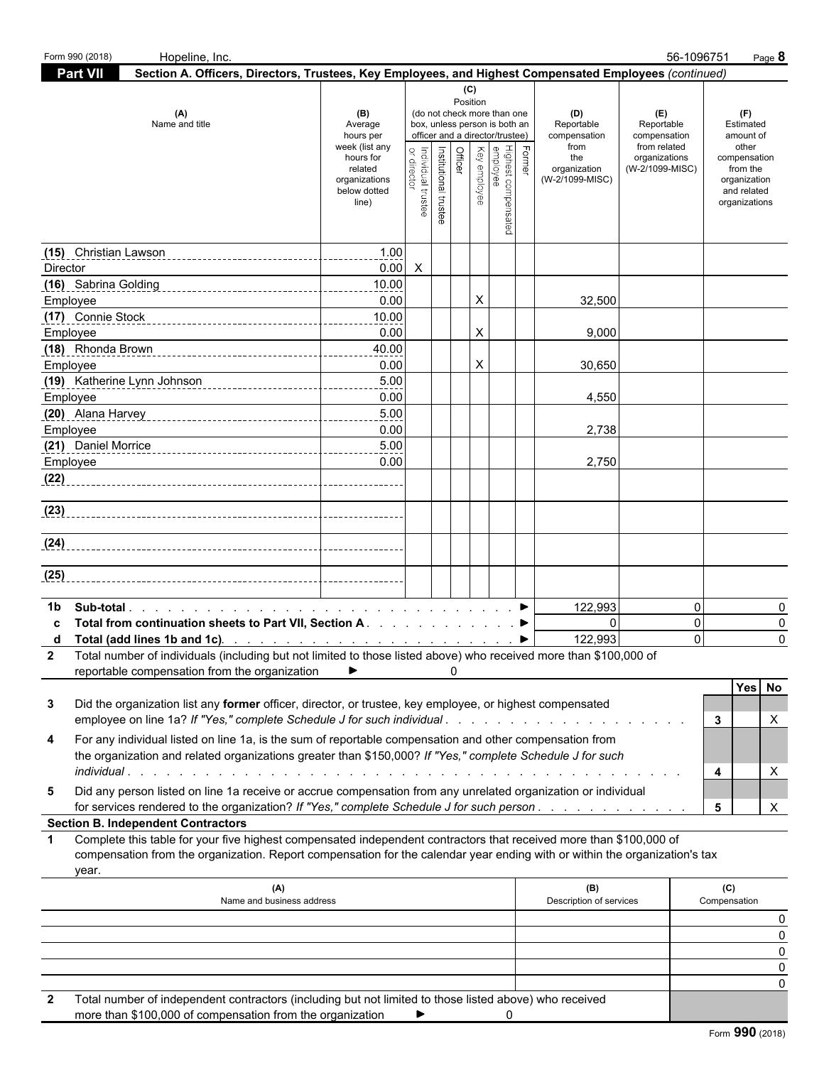Form 990 (2018) Hopeline, Inc. 56-1096751 Page **8**

## Part VII Section A. Officers, Directors, Trustees, Key Employees, and Highest Compensated Employees *(continued)*

| (A) Name and title | (B) Average hours per week (list any hours for related organizations below dotted line) | (C) Position (do not check more than one box, unless person is both an officer and a director/trustee): Individual trustee or director | Institutional trustee | Officer | Key employee | Highest compensated employee | Former | (D) Reportable compensation from the organization (W-2/1099-MISC) | (E) Reportable compensation from related organizations (W-2/1099-MISC) | (F) Estimated amount of other compensation from the organization and related organizations |
|---|---|---|---|---|---|---|---|---|---|---|
| (15) Christian Lawson<br>Director | 1.00<br>0.00 | X | | | | | | | | |
| (16) Sabrina Golding<br>Employee | 10.00<br>0.00 | | | | X | | | 32,500 | | |
| (17) Connie Stock<br>Employee | 10.00<br>0.00 | | | | X | | | 9,000 | | |
| (18) Rhonda Brown<br>Employee | 40.00<br>0.00 | | | | X | | | 30,650 | | |
| (19) Katherine Lynn Johnson<br>Employee | 5.00<br>0.00 | | | | | | | 4,550 | | |
| (20) Alana Harvey<br>Employee | 5.00<br>0.00 | | | | | | | 2,738 | | |
| (21) Daniel Morrice<br>Employee | 5.00<br>0.00 | | | | | | | 2,750 | | |
| (22) | | | | | | | | | | |
| (23) | | | | | | | | | | |
| (24) | | | | | | | | | | |
| (25) | | | | | | | | | | |

| | | (D) | (E) | (F) |
|---|---|---|---|---|
| **1b** | **Sub-total** ▶ | 122,993 | 0 | 0 |
| **c** | **Total from continuation sheets to Part VII, Section A** ▶ | 0 | 0 | 0 |
| **d** | **Total (add lines 1b and 1c)** ▶ | 122,993 | 0 | 0 |

**2** Total number of individuals (including but not limited to those listed above) who received more than $100,000 of reportable compensation from the organization ▶ 0

| | | | Yes | No |
|---|---|---|---|---|
| **3** | Did the organization list any **former** officer, director, or trustee, key employee, or highest compensated employee on line 1a? *If "Yes," complete Schedule J for such individual* | 3 | | X |
| **4** | For any individual listed on line 1a, is the sum of reportable compensation and other compensation from the organization and related organizations greater than $150,000? *If "Yes," complete Schedule J for such individual* | 4 | | X |
| **5** | Did any person listed on line 1a receive or accrue compensation from any unrelated organization or individual for services rendered to the organization? *If "Yes," complete Schedule J for such person* | 5 | | X |

### Section B. Independent Contractors

**1** Complete this table for your five highest compensated independent contractors that received more than $100,000 of compensation from the organization. Report compensation for the calendar year ending with or within the organization's tax year.

| (A) Name and business address | (B) Description of services | (C) Compensation |
|---|---|---|
| | | 0 |
| | | 0 |
| | | 0 |
| | | 0 |
| | | 0 |

**2** Total number of independent contractors (including but not limited to those listed above) who received more than $100,000 of compensation from the organization ▶ 0

Form **990** (2018)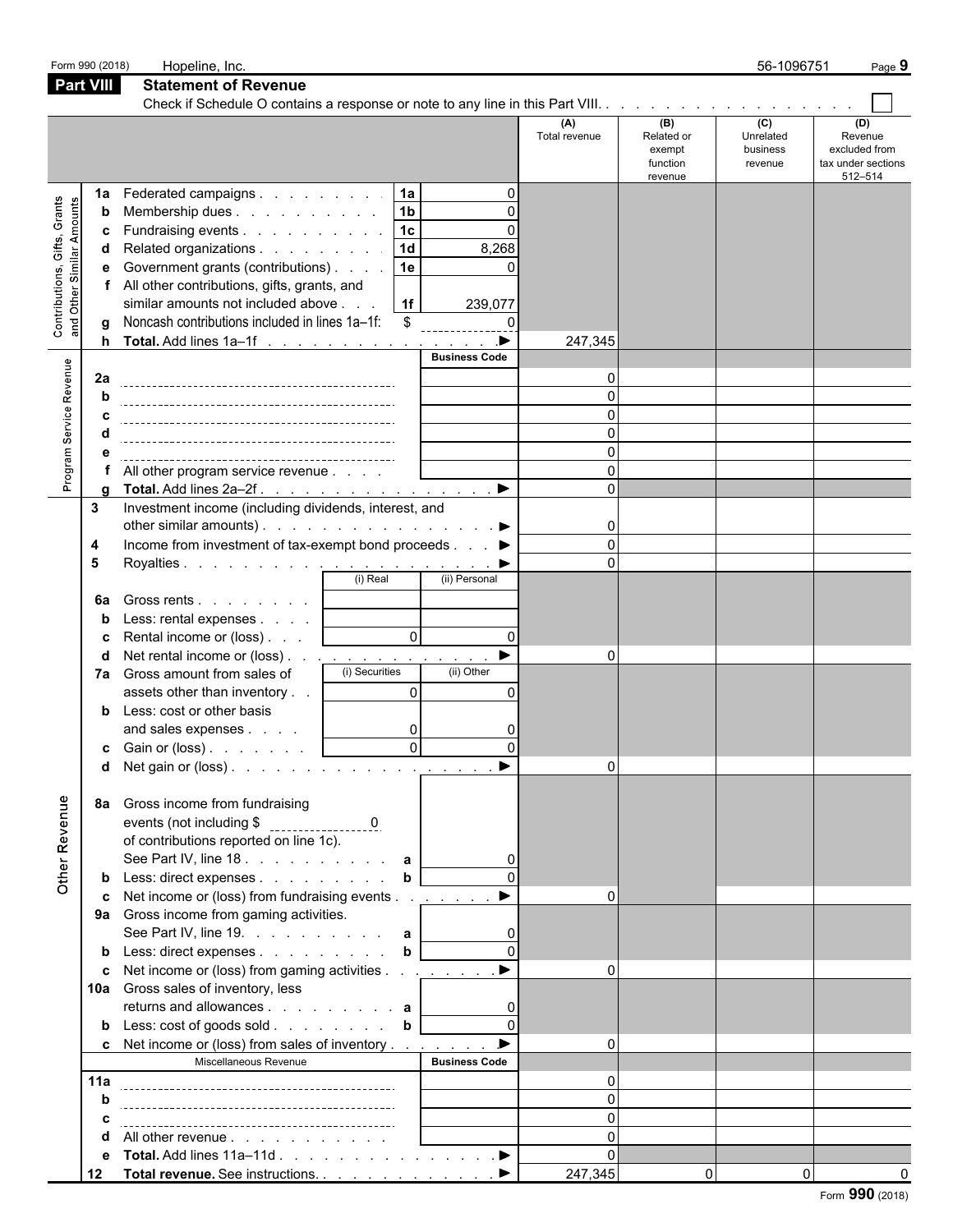Form 990 (2018) Hopeline, Inc. 56-1096751 Page 9

## Part VIII Statement of Revenue

Check if Schedule O contains a response or note to any line in this Part VIII. . . . . . . . . . . . . . . . . . . . ☐

| | | | | (A) Total revenue | (B) Related or exempt function revenue | (C) Unrelated business revenue | (D) Revenue excluded from tax under sections 512–514 |
|---|---|---|---|---|---|---|---|
| **Contributions, Gifts, Grants and Other Similar Amounts** | 1a | Federated campaigns . . . . . . . . . 1a | 0 | | | | |
| | b | Membership dues . . . . . . . . . . 1b | 0 | | | | |
| | c | Fundraising events . . . . . . . . . . 1c | 0 | | | | |
| | d | Related organizations . . . . . . . . . 1d | 8,268 | | | | |
| | e | Government grants (contributions) . . . . 1e | 0 | | | | |
| | f | All other contributions, gifts, grants, and similar amounts not included above . . . 1f | 239,077 | | | | |
| | g | Noncash contributions included in lines 1a–1f: $ | 0 | | | | |
| | h | **Total.** Add lines 1a–1f . . . . . . . . . . . . . . . . ▶ | | 247,345 | | | |
| **Program Service Revenue** | | | **Business Code** | | | | |
| | 2a | | | 0 | | | |
| | b | | | 0 | | | |
| | c | | | 0 | | | |
| | d | | | 0 | | | |
| | e | | | 0 | | | |
| | f | All other program service revenue . . . . | | 0 | | | |
| | g | **Total.** Add lines 2a–2f . . . . . . . . . . . . . . . . ▶ | | 0 | | | |
| | 3 | Investment income (including dividends, interest, and other similar amounts) . . . . . . . . . . . . . . . . . ▶ | | 0 | | | |
| | 4 | Income from investment of tax-exempt bond proceeds . . . ▶ | | 0 | | | |
| | 5 | Royalties . . . . . . . . . . . . . . . . . . . . . ▶ | | 0 | | | |
| | | | (i) Real / (ii) Personal | | | | |
| | 6a | Gross rents . . . . . . . . | | | | | |
| | b | Less: rental expenses . . . . | | | | | |
| | c | Rental income or (loss) . . . (i) 0 | (ii) 0 | | | | |
| | d | Net rental income or (loss) . . . . . . . . . . . . . . . ▶ | | 0 | | | |
| | 7a | Gross amount from sales of assets other than inventory . . (i) Securities 0 | (ii) Other 0 | | | | |
| | b | Less: cost or other basis and sales expenses . . . . (i) 0 | (ii) 0 | | | | |
| | c | Gain or (loss) . . . . . . . (i) 0 | (ii) 0 | | | | |
| | d | Net gain or (loss) . . . . . . . . . . . . . . . . . . ▶ | | 0 | | | |
| **Other Revenue** | 8a | Gross income from fundraising events (not including $ 0 of contributions reported on line 1c). See Part IV, line 18 . . . . . . . . . . a | 0 | | | | |
| | b | Less: direct expenses . . . . . . . . . b | 0 | | | | |
| | c | Net income or (loss) from fundraising events . . . . . . . ▶ | | 0 | | | |
| | 9a | Gross income from gaming activities. See Part IV, line 19. . . . . . . . . . a | 0 | | | | |
| | b | Less: direct expenses . . . . . . . . . b | 0 | | | | |
| | c | Net income or (loss) from gaming activities . . . . . . . ▶ | | 0 | | | |
| | 10a | Gross sales of inventory, less returns and allowances . . . . . . . . . a | 0 | | | | |
| | b | Less: cost of goods sold . . . . . . . . b | 0 | | | | |
| | c | Net income or (loss) from sales of inventory . . . . . . . ▶ | | 0 | | | |
| | | Miscellaneous Revenue | **Business Code** | | | | |
| | 11a | | | 0 | | | |
| | b | | | 0 | | | |
| | c | | | 0 | | | |
| | d | All other revenue . . . . . . . . . . . | | 0 | | | |
| | e | **Total.** Add lines 11a–11d . . . . . . . . . . . . . . ▶ | | 0 | | | |
| | 12 | **Total revenue.** See instructions. . . . . . . . . . . . . ▶ | | 247,345 | 0 | 0 | 0 |

Form **990** (2018)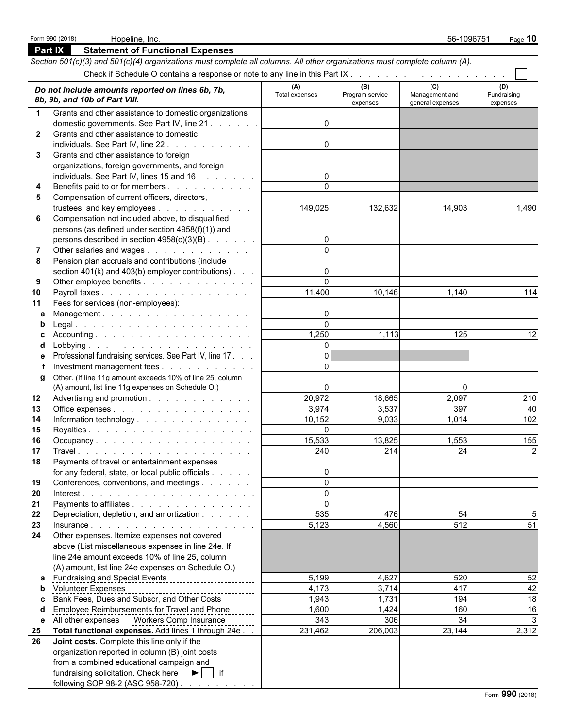Form 990 (2018) Hopeline, Inc. 56-1096751

## Part IX Statement of Functional Expenses

*Section 501(c)(3) and 501(c)(4) organizations must complete all columns. All other organizations must complete column (A).*

Check if Schedule O contains a response or note to any line in this Part IX . . . . . . . . . . . . . . . . . . . ☐

| | *Do not include amounts reported on lines 6b, 7b, 8b, 9b, and 10b of Part VIII.* | (A) Total expenses | (B) Program service expenses | (C) Management and general expenses | (D) Fundraising expenses |
|---|---|---|---|---|---|
| 1 | Grants and other assistance to domestic organizations domestic governments. See Part IV, line 21 | 0 | | | |
| 2 | Grants and other assistance to domestic individuals. See Part IV, line 22 | 0 | | | |
| 3 | Grants and other assistance to foreign organizations, foreign governments, and foreign individuals. See Part IV, lines 15 and 16 | 0 | | | |
| 4 | Benefits paid to or for members | 0 | | | |
| 5 | Compensation of current officers, directors, trustees, and key employees | 149,025 | 132,632 | 14,903 | 1,490 |
| 6 | Compensation not included above, to disqualified persons (as defined under section 4958(f)(1)) and persons described in section 4958(c)(3)(B) | 0 | | | |
| 7 | Other salaries and wages | 0 | | | |
| 8 | Pension plan accruals and contributions (include section 401(k) and 403(b) employer contributions) | 0 | | | |
| 9 | Other employee benefits | 0 | | | |
| 10 | Payroll taxes | 11,400 | 10,146 | 1,140 | 114 |
| 11 | Fees for services (non-employees): | | | | |
| a | Management | 0 | | | |
| b | Legal | 0 | | | |
| c | Accounting | 1,250 | 1,113 | 125 | 12 |
| d | Lobbying | 0 | | | |
| e | Professional fundraising services. See Part IV, line 17 | 0 | | | |
| f | Investment management fees | 0 | | | |
| g | Other. (If line 11g amount exceeds 10% of line 25, column (A) amount, list line 11g expenses on Schedule O.) | 0 | | 0 | |
| 12 | Advertising and promotion | 20,972 | 18,665 | 2,097 | 210 |
| 13 | Office expenses | 3,974 | 3,537 | 397 | 40 |
| 14 | Information technology | 10,152 | 9,033 | 1,014 | 102 |
| 15 | Royalties | 0 | | | |
| 16 | Occupancy | 15,533 | 13,825 | 1,553 | 155 |
| 17 | Travel | 240 | 214 | 24 | 2 |
| 18 | Payments of travel or entertainment expenses for any federal, state, or local public officials | 0 | | | |
| 19 | Conferences, conventions, and meetings | 0 | | | |
| 20 | Interest | 0 | | | |
| 21 | Payments to affiliates | 0 | | | |
| 22 | Depreciation, depletion, and amortization | 535 | 476 | 54 | 5 |
| 23 | Insurance | 5,123 | 4,560 | 512 | 51 |
| 24 | Other expenses. Itemize expenses not covered above (List miscellaneous expenses in line 24e. If line 24e amount exceeds 10% of line 25, column (A) amount, list line 24e expenses on Schedule O.) | | | | |
| a | Fundraising and Special Events | 5,199 | 4,627 | 520 | 52 |
| b | Volunteer Expenses | 4,173 | 3,714 | 417 | 42 |
| c | Bank Fees, Dues and Subscr, and Other Costs | 1,943 | 1,731 | 194 | 18 |
| d | Employee Reimbursements for Travel and Phone | 1,600 | 1,424 | 160 | 16 |
| e | All other expenses Workers Comp Insurance | 343 | 306 | 34 | 3 |
| 25 | **Total functional expenses.** Add lines 1 through 24e | 231,462 | 206,003 | 23,144 | 2,312 |
| 26 | **Joint costs.** Complete this line only if the organization reported in column (B) joint costs from a combined educational campaign and fundraising solicitation. Check here ► ☐ if following SOP 98-2 (ASC 958-720) | | | | |

Form **990** (2018)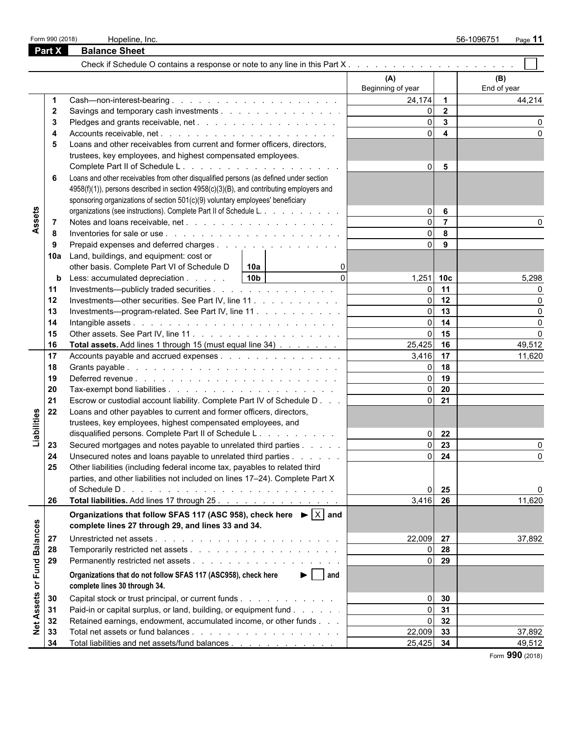Form 990 (2018) Hopeline, Inc. 56-1096751

## Part X Balance Sheet

Check if Schedule O contains a response or note to any line in this Part X . . . . . . . . . . . . . . . . . . . . ☐

| | | | (A) Beginning of year | | (B) End of year |
|---|---|---|---|---|---|
| **Assets** | 1 | Cash—non-interest-bearing | 24,174 | 1 | 44,214 |
| | 2 | Savings and temporary cash investments | 0 | 2 | |
| | 3 | Pledges and grants receivable, net | 0 | 3 | 0 |
| | 4 | Accounts receivable, net | 0 | 4 | 0 |
| | 5 | Loans and other receivables from current and former officers, directors, trustees, key employees, and highest compensated employees. Complete Part II of Schedule L | 0 | 5 | |
| | 6 | Loans and other receivables from other disqualified persons (as defined under section 4958(f)(1)), persons described in section 4958(c)(3)(B), and contributing employers and sponsoring organizations of section 501(c)(9) voluntary employees' beneficiary organizations (see instructions). Complete Part II of Schedule L | 0 | 6 | |
| | 7 | Notes and loans receivable, net | 0 | 7 | 0 |
| | 8 | Inventories for sale or use | 0 | 8 | |
| | 9 | Prepaid expenses and deferred charges | 0 | 9 | |
| | 10a | Land, buildings, and equipment: cost or other basis. Complete Part VI of Schedule D — 10a: 0 | | | |
| | b | Less: accumulated depreciation — 10b: 0 | 1,251 | 10c | 5,298 |
| | 11 | Investments—publicly traded securities | 0 | 11 | 0 |
| | 12 | Investments—other securities. See Part IV, line 11 | 0 | 12 | 0 |
| | 13 | Investments—program-related. See Part IV, line 11 | 0 | 13 | 0 |
| | 14 | Intangible assets | 0 | 14 | 0 |
| | 15 | Other assets. See Part IV, line 11 | 0 | 15 | 0 |
| | 16 | **Total assets.** Add lines 1 through 15 (must equal line 34) | 25,425 | 16 | 49,512 |
| **Liabilities** | 17 | Accounts payable and accrued expenses | 3,416 | 17 | 11,620 |
| | 18 | Grants payable | 0 | 18 | |
| | 19 | Deferred revenue | 0 | 19 | |
| | 20 | Tax-exempt bond liabilities | 0 | 20 | |
| | 21 | Escrow or custodial account liability. Complete Part IV of Schedule D | 0 | 21 | |
| | 22 | Loans and other payables to current and former officers, directors, trustees, key employees, highest compensated employees, and disqualified persons. Complete Part II of Schedule L | 0 | 22 | |
| | 23 | Secured mortgages and notes payable to unrelated third parties | 0 | 23 | 0 |
| | 24 | Unsecured notes and loans payable to unrelated third parties | 0 | 24 | 0 |
| | 25 | Other liabilities (including federal income tax, payables to related third parties, and other liabilities not included on lines 17–24). Complete Part X of Schedule D | 0 | 25 | 0 |
| | 26 | **Total liabilities.** Add lines 17 through 25 | 3,416 | 26 | 11,620 |
| **Net Assets or Fund Balances** | | **Organizations that follow SFAS 117 (ASC 958), check here ► ☒ and complete lines 27 through 29, and lines 33 and 34.** | | | |
| | 27 | Unrestricted net assets | 22,009 | 27 | 37,892 |
| | 28 | Temporarily restricted net assets | 0 | 28 | |
| | 29 | Permanently restricted net assets | 0 | 29 | |
| | | **Organizations that do not follow SFAS 117 (ASC958), check here ► ☐ and complete lines 30 through 34.** | | | |
| | 30 | Capital stock or trust principal, or current funds | 0 | 30 | |
| | 31 | Paid-in or capital surplus, or land, building, or equipment fund | 0 | 31 | |
| | 32 | Retained earnings, endowment, accumulated income, or other funds | 0 | 32 | |
| | 33 | Total net assets or fund balances | 22,009 | 33 | 37,892 |
| | 34 | Total liabilities and net assets/fund balances | 25,425 | 34 | 49,512 |

Form **990** (2018)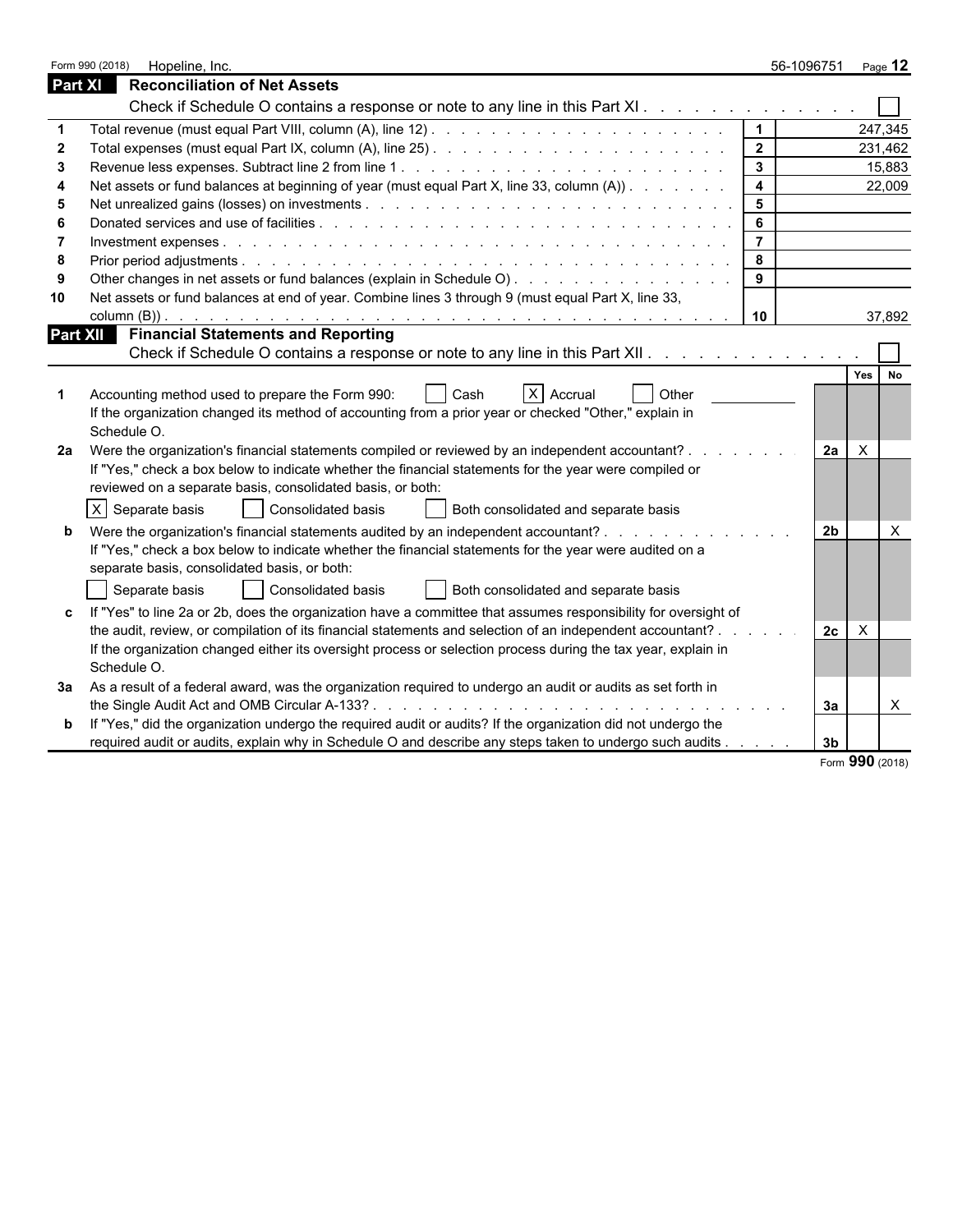Form 990 (2018) Hopeline, Inc. 56-1096751 Page 12

## Part XI Reconciliation of Net Assets

Check if Schedule O contains a response or note to any line in this Part XI . . . . . . . . . . . . . ☐

| | | | |
|---|---|---|---|
| 1 | Total revenue (must equal Part VIII, column (A), line 12) | 1 | 247,345 |
| 2 | Total expenses (must equal Part IX, column (A), line 25) | 2 | 231,462 |
| 3 | Revenue less expenses. Subtract line 2 from line 1 | 3 | 15,883 |
| 4 | Net assets or fund balances at beginning of year (must equal Part X, line 33, column (A)) | 4 | 22,009 |
| 5 | Net unrealized gains (losses) on investments | 5 | |
| 6 | Donated services and use of facilities | 6 | |
| 7 | Investment expenses | 7 | |
| 8 | Prior period adjustments | 8 | |
| 9 | Other changes in net assets or fund balances (explain in Schedule O) | 9 | |
| 10 | Net assets or fund balances at end of year. Combine lines 3 through 9 (must equal Part X, line 33, column (B)) | 10 | 37,892 |

## Part XII Financial Statements and Reporting

Check if Schedule O contains a response or note to any line in this Part XII . . . . . . . . . . . . ☐

| | | | Yes | No |
|---|---|---|---|---|
| 1 | Accounting method used to prepare the Form 990: ☐ Cash ☒ Accrual ☐ Other ______<br>If the organization changed its method of accounting from a prior year or checked "Other," explain in Schedule O. | | | |
| 2a | Were the organization's financial statements compiled or reviewed by an independent accountant?<br>If "Yes," check a box below to indicate whether the financial statements for the year were compiled or reviewed on a separate basis, consolidated basis, or both:<br>☒ Separate basis ☐ Consolidated basis ☐ Both consolidated and separate basis | 2a | X | |
| b | Were the organization's financial statements audited by an independent accountant?<br>If "Yes," check a box below to indicate whether the financial statements for the year were audited on a separate basis, consolidated basis, or both:<br>☐ Separate basis ☐ Consolidated basis ☐ Both consolidated and separate basis | 2b | | X |
| c | If "Yes" to line 2a or 2b, does the organization have a committee that assumes responsibility for oversight of the audit, review, or compilation of its financial statements and selection of an independent accountant?<br>If the organization changed either its oversight process or selection process during the tax year, explain in Schedule O. | 2c | X | |
| 3a | As a result of a federal award, was the organization required to undergo an audit or audits as set forth in the Single Audit Act and OMB Circular A-133? | 3a | | X |
| b | If "Yes," did the organization undergo the required audit or audits? If the organization did not undergo the required audit or audits, explain why in Schedule O and describe any steps taken to undergo such audits | 3b | | |

Form **990** (2018)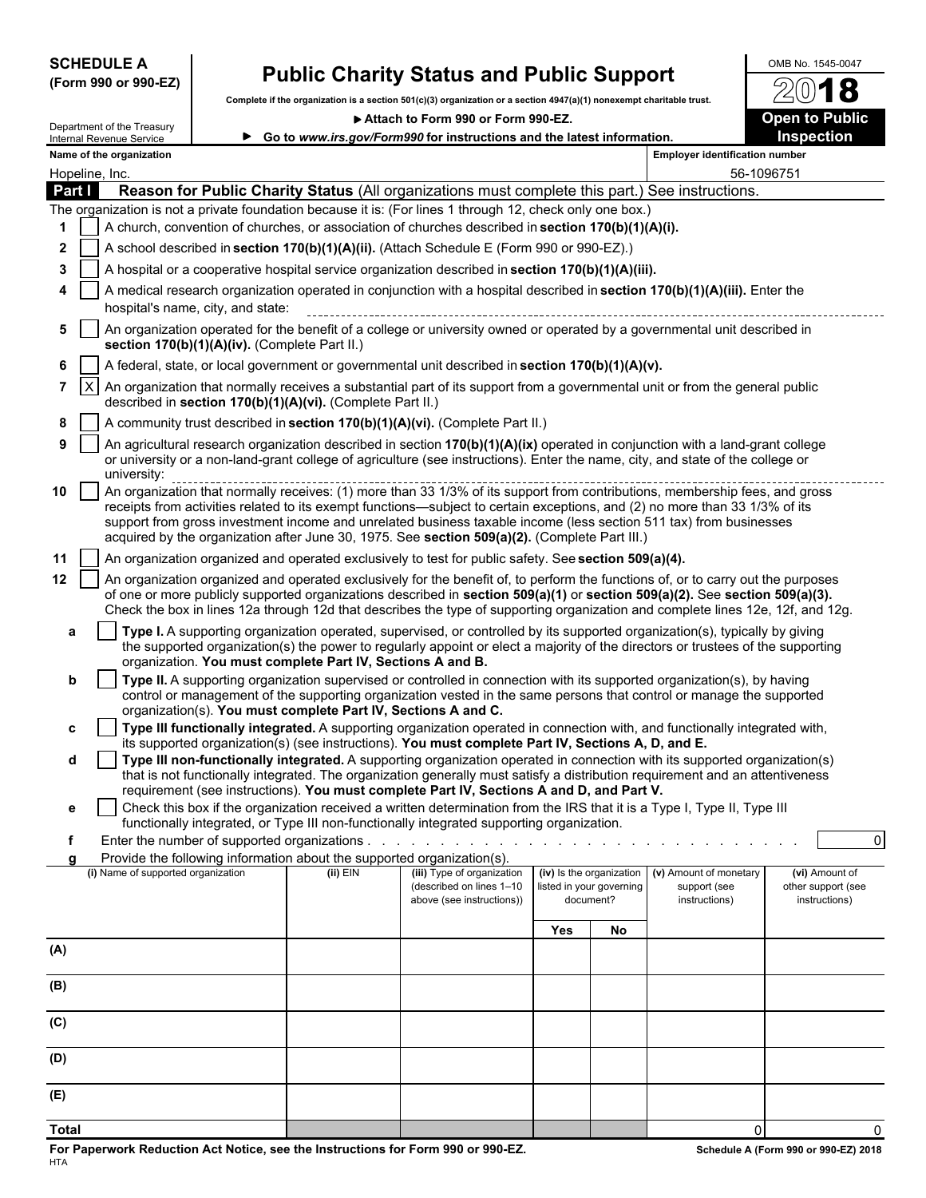**SCHEDULE A**
**(Form 990 or 990-EZ)**

Department of the Treasury
Internal Revenue Service

# Public Charity Status and Public Support

**Complete if the organization is a section 501(c)(3) organization or a section 4947(a)(1) nonexempt charitable trust.**

**▶ Attach to Form 990 or Form 990-EZ.**

**▶ Go to *www.irs.gov/Form990* for instructions and the latest information.**

OMB No. 1545-0047

**2018**

**Open to Public Inspection**

**Name of the organization:** Hopeline, Inc.

**Employer identification number:** 56-1096751

## Part I Reason for Public Charity Status (All organizations must complete this part.) See instructions.

The organization is not a private foundation because it is: (For lines 1 through 12, check only one box.)

1. [ ] A church, convention of churches, or association of churches described in **section 170(b)(1)(A)(i).**
2. [ ] A school described in **section 170(b)(1)(A)(ii).** (Attach Schedule E (Form 990 or 990-EZ).)
3. [ ] A hospital or a cooperative hospital service organization described in **section 170(b)(1)(A)(iii).**
4. [ ] A medical research organization operated in conjunction with a hospital described in **section 170(b)(1)(A)(iii).** Enter the hospital's name, city, and state:
5. [ ] An organization operated for the benefit of a college or university owned or operated by a governmental unit described in **section 170(b)(1)(A)(iv).** (Complete Part II.)
6. [ ] A federal, state, or local government or governmental unit described in **section 170(b)(1)(A)(v).**
7. [X] An organization that normally receives a substantial part of its support from a governmental unit or from the general public described in **section 170(b)(1)(A)(vi).** (Complete Part II.)
8. [ ] A community trust described in **section 170(b)(1)(A)(vi).** (Complete Part II.)
9. [ ] An agricultural research organization described in section **170(b)(1)(A)(ix)** operated in conjunction with a land-grant college or university or a non-land-grant college of agriculture (see instructions). Enter the name, city, and state of the college or university:
10. [ ] An organization that normally receives: (1) more than 33 1/3% of its support from contributions, membership fees, and gross receipts from activities related to its exempt functions—subject to certain exceptions, and (2) no more than 33 1/3% of its support from gross investment income and unrelated business taxable income (less section 511 tax) from businesses acquired by the organization after June 30, 1975. See **section 509(a)(2).** (Complete Part III.)
11. [ ] An organization organized and operated exclusively to test for public safety. See **section 509(a)(4).**
12. [ ] An organization organized and operated exclusively for the benefit of, to perform the functions of, or to carry out the purposes of one or more publicly supported organizations described in **section 509(a)(1)** or **section 509(a)(2).** See **section 509(a)(3).** Check the box in lines 12a through 12d that describes the type of supporting organization and complete lines 12e, 12f, and 12g.
   - **a** [ ] **Type I.** A supporting organization operated, supervised, or controlled by its supported organization(s), typically by giving the supported organization(s) the power to regularly appoint or elect a majority of the directors or trustees of the supporting organization. **You must complete Part IV, Sections A and B.**
   - **b** [ ] **Type II.** A supporting organization supervised or controlled in connection with its supported organization(s), by having control or management of the supporting organization vested in the same persons that control or manage the supported organization(s). **You must complete Part IV, Sections A and C.**
   - **c** [ ] **Type III functionally integrated.** A supporting organization operated in connection with, and functionally integrated with, its supported organization(s) (see instructions). **You must complete Part IV, Sections A, D, and E.**
   - **d** [ ] **Type III non-functionally integrated.** A supporting organization operated in connection with its supported organization(s) that is not functionally integrated. The organization generally must satisfy a distribution requirement and an attentiveness requirement (see instructions). **You must complete Part IV, Sections A and D, and Part V.**
   - **e** [ ] Check this box if the organization received a written determination from the IRS that it is a Type I, Type II, Type III functionally integrated, or Type III non-functionally integrated supporting organization.
   - **f** Enter the number of supported organizations . . . . . 0
   - **g** Provide the following information about the supported organization(s).

| (i) Name of supported organization | (ii) EIN | (iii) Type of organization (described on lines 1–10 above (see instructions)) | (iv) Is the organization listed in your governing document? | | (v) Amount of monetary support (see instructions) | (vi) Amount of other support (see instructions) |
|---|---|---|---|---|---|---|
| | | | Yes | No | | |
| (A) | | | | | | |
| (B) | | | | | | |
| (C) | | | | | | |
| (D) | | | | | | |
| (E) | | | | | | |
| **Total** | | | | | 0 | 0 |

**For Paperwork Reduction Act Notice, see the Instructions for Form 990 or 990-EZ.**
HTA
**Schedule A (Form 990 or 990-EZ) 2018**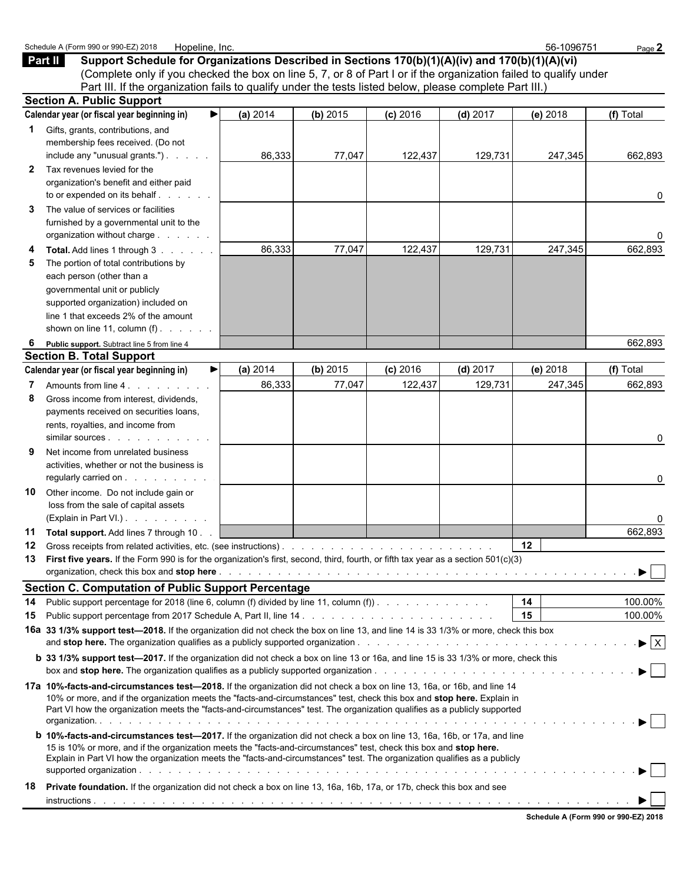Schedule A (Form 990 or 990-EZ) 2018 Hopeline, Inc. 56-1096751

## Part II Support Schedule for Organizations Described in Sections 170(b)(1)(A)(iv) and 170(b)(1)(A)(vi)

(Complete only if you checked the box on line 5, 7, or 8 of Part I or if the organization failed to qualify under Part III. If the organization fails to qualify under the tests listed below, please complete Part III.)

### Section A. Public Support

| Calendar year (or fiscal year beginning in) ► | (a) 2014 | (b) 2015 | (c) 2016 | (d) 2017 | (e) 2018 | (f) Total |
|---|---|---|---|---|---|---|
| **1** Gifts, grants, contributions, and membership fees received. (Do not include any "unusual grants.") | 86,333 | 77,047 | 122,437 | 129,731 | 247,345 | 662,893 |
| **2** Tax revenues levied for the organization's benefit and either paid to or expended on its behalf | | | | | | 0 |
| **3** The value of services or facilities furnished by a governmental unit to the organization without charge | | | | | | 0 |
| **4** **Total.** Add lines 1 through 3 | 86,333 | 77,047 | 122,437 | 129,731 | 247,345 | 662,893 |
| **5** The portion of total contributions by each person (other than a governmental unit or publicly supported organization) included on line 1 that exceeds 2% of the amount shown on line 11, column (f) | | | | | | |
| **6** **Public support.** Subtract line 5 from line 4 | | | | | | 662,893 |

### Section B. Total Support

| Calendar year (or fiscal year beginning in) ► | (a) 2014 | (b) 2015 | (c) 2016 | (d) 2017 | (e) 2018 | (f) Total |
|---|---|---|---|---|---|---|
| **7** Amounts from line 4 | 86,333 | 77,047 | 122,437 | 129,731 | 247,345 | 662,893 |
| **8** Gross income from interest, dividends, payments received on securities loans, rents, royalties, and income from similar sources | | | | | | 0 |
| **9** Net income from unrelated business activities, whether or not the business is regularly carried on | | | | | | 0 |
| **10** Other income. Do not include gain or loss from the sale of capital assets (Explain in Part VI.) | | | | | | 0 |
| **11** **Total support.** Add lines 7 through 10 | | | | | | 662,893 |

**12** Gross receipts from related activities, etc. (see instructions) | **12** |

**13** **First five years.** If the Form 990 is for the organization's first, second, third, fourth, or fifth tax year as a section 501(c)(3) organization, check this box and **stop here** ► ☐

### Section C. Computation of Public Support Percentage

**14** Public support percentage for 2018 (line 6, column (f) divided by line 11, column (f)) | **14** | 100.00%

**15** Public support percentage from 2017 Schedule A, Part II, line 14 | **15** | 100.00%

**16a** **33 1/3% support test—2018.** If the organization did not check the box on line 13, and line 14 is 33 1/3% or more, check this box and **stop here.** The organization qualifies as a publicly supported organization ► ☒

**b** **33 1/3% support test—2017.** If the organization did not check a box on line 13 or 16a, and line 15 is 33 1/3% or more, check this box and **stop here.** The organization qualifies as a publicly supported organization ► ☐

**17a** **10%-facts-and-circumstances test—2018.** If the organization did not check a box on line 13, 16a, or 16b, and line 14 10% or more, and if the organization meets the "facts-and-circumstances" test, check this box and **stop here.** Explain in Part VI how the organization meets the "facts-and-circumstances" test. The organization qualifies as a publicly supported organization. ► ☐

**b** **10%-facts-and-circumstances test—2017.** If the organization did not check a box on line 13, 16a, 16b, or 17a, and line 15 is 10% or more, and if the organization meets the "facts-and-circumstances" test, check this box and **stop here.** Explain in Part VI how the organization meets the "facts-and-circumstances" test. The organization qualifies as a publicly supported organization ► ☐

**18** **Private foundation.** If the organization did not check a box on line 13, 16a, 16b, 17a, or 17b, check this box and see instructions ► ☐

**Schedule A (Form 990 or 990-EZ) 2018**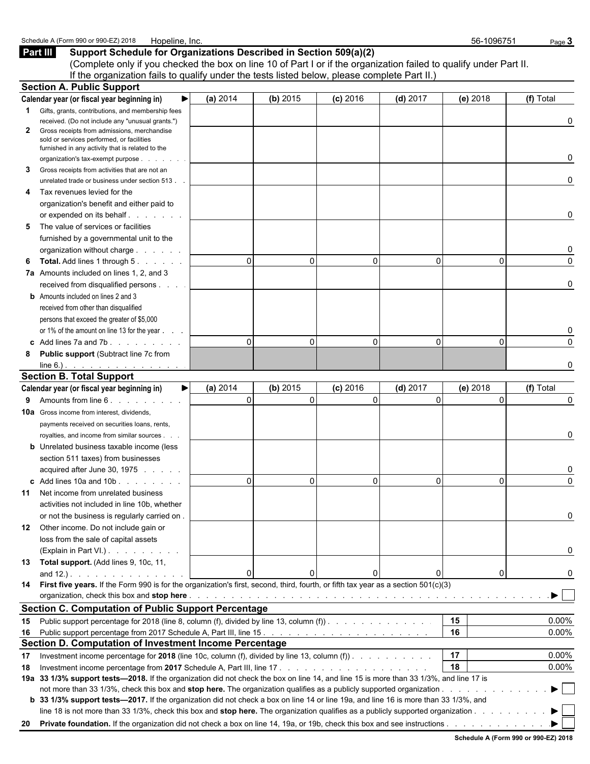Schedule A (Form 990 or 990-EZ) 2018 Hopeline, Inc. 56-1096751

## Part III Support Schedule for Organizations Described in Section 509(a)(2)

(Complete only if you checked the box on line 10 of Part I or if the organization failed to qualify under Part II. If the organization fails to qualify under the tests listed below, please complete Part II.)

### Section A. Public Support

| Calendar year (or fiscal year beginning in) ► | (a) 2014 | (b) 2015 | (c) 2016 | (d) 2017 | (e) 2018 | (f) Total |
|---|---|---|---|---|---|---|
| **1** Gifts, grants, contributions, and membership fees received. (Do not include any "unusual grants.") | | | | | | 0 |
| **2** Gross receipts from admissions, merchandise sold or services performed, or facilities furnished in any activity that is related to the organization's tax-exempt purpose | | | | | | 0 |
| **3** Gross receipts from activities that are not an unrelated trade or business under section 513 | | | | | | 0 |
| **4** Tax revenues levied for the organization's benefit and either paid to or expended on its behalf | | | | | | 0 |
| **5** The value of services or facilities furnished by a governmental unit to the organization without charge | | | | | | 0 |
| **6 Total.** Add lines 1 through 5 | 0 | 0 | 0 | 0 | 0 | 0 |
| **7a** Amounts included on lines 1, 2, and 3 received from disqualified persons | | | | | | 0 |
| **b** Amounts included on lines 2 and 3 received from other than disqualified persons that exceed the greater of $5,000 or 1% of the amount on line 13 for the year | | | | | | 0 |
| **c** Add lines 7a and 7b | 0 | 0 | 0 | 0 | 0 | 0 |
| **8 Public support** (Subtract line 7c from line 6.) | | | | | | 0 |

### Section B. Total Support

| Calendar year (or fiscal year beginning in) ► | (a) 2014 | (b) 2015 | (c) 2016 | (d) 2017 | (e) 2018 | (f) Total |
|---|---|---|---|---|---|---|
| **9** Amounts from line 6 | 0 | 0 | 0 | 0 | 0 | 0 |
| **10a** Gross income from interest, dividends, payments received on securities loans, rents, royalties, and income from similar sources | | | | | | 0 |
| **b** Unrelated business taxable income (less section 511 taxes) from businesses acquired after June 30, 1975 | | | | | | 0 |
| **c** Add lines 10a and 10b | 0 | 0 | 0 | 0 | 0 | 0 |
| **11** Net income from unrelated business activities not included in line 10b, whether or not the business is regularly carried on | | | | | | 0 |
| **12** Other income. Do not include gain or loss from the sale of capital assets (Explain in Part VI.) | | | | | | 0 |
| **13 Total support.** (Add lines 9, 10c, 11, and 12.) | 0 | 0 | 0 | 0 | 0 | 0 |

**14 First five years.** If the Form 990 is for the organization's first, second, third, fourth, or fifth tax year as a section 501(c)(3) organization, check this box and **stop here** ► ☐

### Section C. Computation of Public Support Percentage

| | | | |
|---|---|---|---|
| **15** | Public support percentage for 2018 (line 8, column (f), divided by line 13, column (f)) | 15 | 0.00% |
| **16** | Public support percentage from 2017 Schedule A, Part III, line 15 | 16 | 0.00% |

### Section D. Computation of Investment Income Percentage

| | | | |
|---|---|---|---|
| **17** | Investment income percentage for **2018** (line 10c, column (f), divided by line 13, column (f)) | 17 | 0.00% |
| **18** | Investment income percentage from **2017** Schedule A, Part III, line 17 | 18 | 0.00% |

**19a 33 1/3% support tests—2018.** If the organization did not check the box on line 14, and line 15 is more than 33 1/3%, and line 17 is not more than 33 1/3%, check this box and **stop here.** The organization qualifies as a publicly supported organization ► ☐

**b 33 1/3% support tests—2017.** If the organization did not check a box on line 14 or line 19a, and line 16 is more than 33 1/3%, and line 18 is not more than 33 1/3%, check this box and **stop here.** The organization qualifies as a publicly supported organization ► ☐

**20 Private foundation.** If the organization did not check a box on line 14, 19a, or 19b, check this box and see instructions ► ☐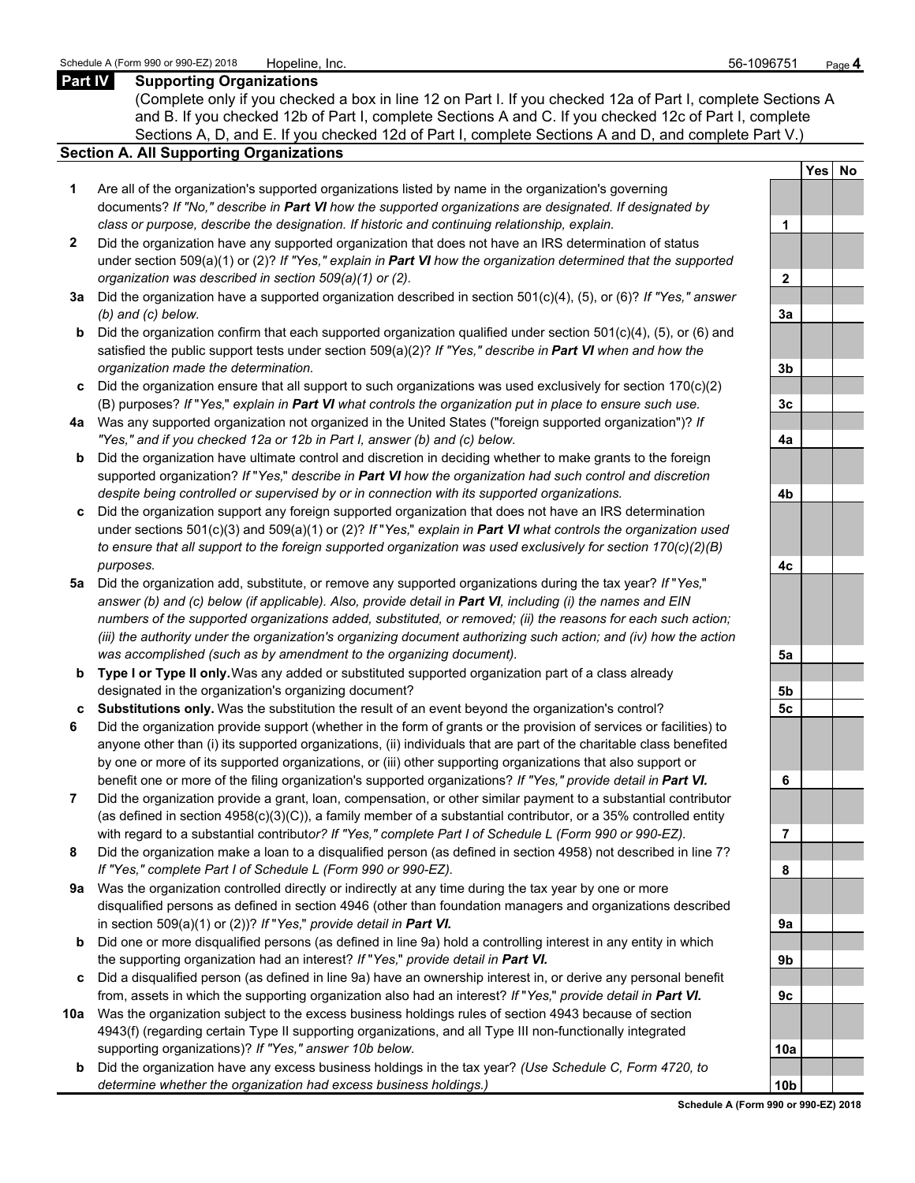Schedule A (Form 990 or 990-EZ) 2018 Hopeline, Inc. 56-1096751 Page **4**

## Part IV Supporting Organizations

(Complete only if you checked a box in line 12 on Part I. If you checked 12a of Part I, complete Sections A and B. If you checked 12b of Part I, complete Sections A and C. If you checked 12c of Part I, complete Sections A, D, and E. If you checked 12d of Part I, complete Sections A and D, and complete Part V.)

### Section A. All Supporting Organizations

| | | Line | Yes | No |
|---|---|---|---|---|
| **1** | Are all of the organization's supported organizations listed by name in the organization's governing documents? *If "No," describe in **Part VI** how the supported organizations are designated. If designated by class or purpose, describe the designation. If historic and continuing relationship, explain.* | 1 | | |
| **2** | Did the organization have any supported organization that does not have an IRS determination of status under section 509(a)(1) or (2)? *If "Yes," explain in **Part VI** how the organization determined that the supported organization was described in section 509(a)(1) or (2).* | 2 | | |
| **3a** | Did the organization have a supported organization described in section 501(c)(4), (5), or (6)? *If "Yes," answer (b) and (c) below.* | 3a | | |
| **b** | Did the organization confirm that each supported organization qualified under section 501(c)(4), (5), or (6) and satisfied the public support tests under section 509(a)(2)? *If "Yes," describe in **Part VI** when and how the organization made the determination.* | 3b | | |
| **c** | Did the organization ensure that all support to such organizations was used exclusively for section 170(c)(2)(B) purposes? *If "Yes," explain in **Part VI** what controls the organization put in place to ensure such use.* | 3c | | |
| **4a** | Was any supported organization not organized in the United States ("foreign supported organization")? *If "Yes," and if you checked 12a or 12b in Part I, answer (b) and (c) below.* | 4a | | |
| **b** | Did the organization have ultimate control and discretion in deciding whether to make grants to the foreign supported organization? *If "Yes," describe in **Part VI** how the organization had such control and discretion despite being controlled or supervised by or in connection with its supported organizations.* | 4b | | |
| **c** | Did the organization support any foreign supported organization that does not have an IRS determination under sections 501(c)(3) and 509(a)(1) or (2)? *If "Yes," explain in **Part VI** what controls the organization used to ensure that all support to the foreign supported organization was used exclusively for section 170(c)(2)(B) purposes.* | 4c | | |
| **5a** | Did the organization add, substitute, or remove any supported organizations during the tax year? *If "Yes," answer (b) and (c) below (if applicable). Also, provide detail in **Part VI**, including (i) the names and EIN numbers of the supported organizations added, substituted, or removed; (ii) the reasons for each such action; (iii) the authority under the organization's organizing document authorizing such action; and (iv) how the action was accomplished (such as by amendment to the organizing document).* | 5a | | |
| **b** | **Type I or Type II only.** Was any added or substituted supported organization part of a class already designated in the organization's organizing document? | 5b | | |
| **c** | **Substitutions only.** Was the substitution the result of an event beyond the organization's control? | 5c | | |
| **6** | Did the organization provide support (whether in the form of grants or the provision of services or facilities) to anyone other than (i) its supported organizations, (ii) individuals that are part of the charitable class benefited by one or more of its supported organizations, or (iii) other supporting organizations that also support or benefit one or more of the filing organization's supported organizations? *If "Yes," provide detail in **Part VI.*** | 6 | | |
| **7** | Did the organization provide a grant, loan, compensation, or other similar payment to a substantial contributor (as defined in section 4958(c)(3)(C)), a family member of a substantial contributor, or a 35% controlled entity with regard to a substantial contributor? *If "Yes," complete Part I of Schedule L (Form 990 or 990-EZ).* | 7 | | |
| **8** | Did the organization make a loan to a disqualified person (as defined in section 4958) not described in line 7? *If "Yes," complete Part I of Schedule L (Form 990 or 990-EZ).* | 8 | | |
| **9a** | Was the organization controlled directly or indirectly at any time during the tax year by one or more disqualified persons as defined in section 4946 (other than foundation managers and organizations described in section 509(a)(1) or (2))? *If "Yes," provide detail in **Part VI.*** | 9a | | |
| **b** | Did one or more disqualified persons (as defined in line 9a) hold a controlling interest in any entity in which the supporting organization had an interest? *If "Yes," provide detail in **Part VI.*** | 9b | | |
| **c** | Did a disqualified person (as defined in line 9a) have an ownership interest in, or derive any personal benefit from, assets in which the supporting organization also had an interest? *If "Yes," provide detail in **Part VI.*** | 9c | | |
| **10a** | Was the organization subject to the excess business holdings rules of section 4943 because of section 4943(f) (regarding certain Type II supporting organizations, and all Type III non-functionally integrated supporting organizations)? *If "Yes," answer 10b below.* | 10a | | |
| **b** | Did the organization have any excess business holdings in the tax year? *(Use Schedule C, Form 4720, to determine whether the organization had excess business holdings.)* | 10b | | |

**Schedule A (Form 990 or 990-EZ) 2018**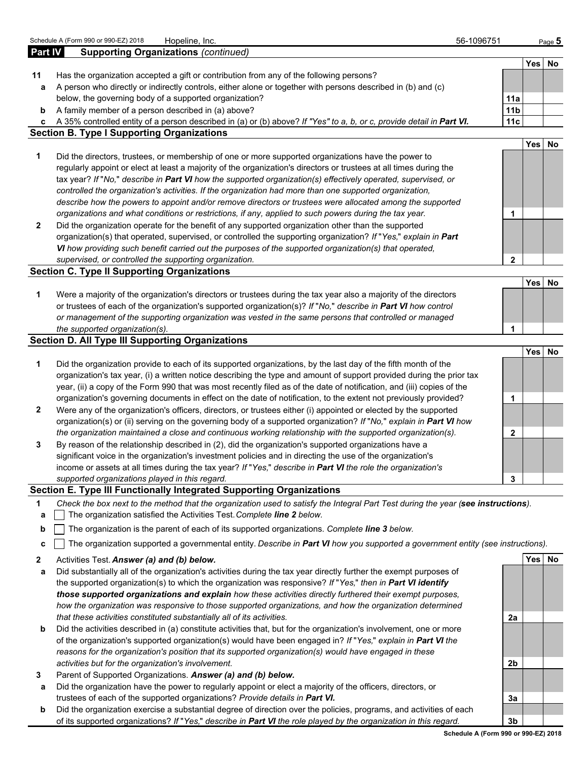## Part IV Supporting Organizations *(continued)*

| | | | Yes | No |
|---|---|---|---|---|
| **11** | Has the organization accepted a gift or contribution from any of the following persons? | | | |
| **a** | A person who directly or indirectly controls, either alone or together with persons described in (b) and (c) below, the governing body of a supported organization? | 11a | | |
| **b** | A family member of a person described in (a) above? | 11b | | |
| **c** | A 35% controlled entity of a person described in (a) or (b) above? *If "Yes" to a, b, or c, provide detail in **Part VI.*** | 11c | | |

### Section B. Type I Supporting Organizations

| | | | Yes | No |
|---|---|---|---|---|
| **1** | Did the directors, trustees, or membership of one or more supported organizations have the power to regularly appoint or elect at least a majority of the organization's directors or trustees at all times during the tax year? *If "No," describe in **Part VI** how the supported organization(s) effectively operated, supervised, or controlled the organization's activities. If the organization had more than one supported organization, describe how the powers to appoint and/or remove directors or trustees were allocated among the supported organizations and what conditions or restrictions, if any, applied to such powers during the tax year.* | 1 | | |
| **2** | Did the organization operate for the benefit of any supported organization other than the supported organization(s) that operated, supervised, or controlled the supporting organization? *If "Yes," explain in **Part VI** how providing such benefit carried out the purposes of the supported organization(s) that operated, supervised, or controlled the supporting organization.* | 2 | | |

### Section C. Type II Supporting Organizations

| | | | Yes | No |
|---|---|---|---|---|
| **1** | Were a majority of the organization's directors or trustees during the tax year also a majority of the directors or trustees of each of the organization's supported organization(s)? *If "No," describe in **Part VI** how control or management of the supporting organization was vested in the same persons that controlled or managed the supported organization(s).* | 1 | | |

### Section D. All Type III Supporting Organizations

| | | | Yes | No |
|---|---|---|---|---|
| **1** | Did the organization provide to each of its supported organizations, by the last day of the fifth month of the organization's tax year, (i) a written notice describing the type and amount of support provided during the prior tax year, (ii) a copy of the Form 990 that was most recently filed as of the date of notification, and (iii) copies of the organization's governing documents in effect on the date of notification, to the extent not previously provided? | 1 | | |
| **2** | Were any of the organization's officers, directors, or trustees either (i) appointed or elected by the supported organization(s) or (ii) serving on the governing body of a supported organization? *If "No," explain in **Part VI** how the organization maintained a close and continuous working relationship with the supported organization(s).* | 2 | | |
| **3** | By reason of the relationship described in (2), did the organization's supported organizations have a significant voice in the organization's investment policies and in directing the use of the organization's income or assets at all times during the tax year? *If "Yes," describe in **Part VI** the role the organization's supported organizations played in this regard.* | 3 | | |

### Section E. Type III Functionally Integrated Supporting Organizations

**1** *Check the box next to the method that the organization used to satisfy the Integral Part Test during the year (**see instructions**).*

- **a** ☐ The organization satisfied the Activities Test. *Complete **line 2** below.*
- **b** ☐ The organization is the parent of each of its supported organizations. *Complete **line 3** below.*
- **c** ☐ The organization supported a governmental entity. *Describe in **Part VI** how you supported a government entity (see instructions).*

| | | | Yes | No |
|---|---|---|---|---|
| **2** | Activities Test. ***Answer (a) and (b) below.*** | | | |
| **a** | Did substantially all of the organization's activities during the tax year directly further the exempt purposes of the supported organization(s) to which the organization was responsive? *If "Yes," then in **Part VI identify those supported organizations and explain** how these activities directly furthered their exempt purposes, how the organization was responsive to those supported organizations, and how the organization determined that these activities constituted substantially all of its activities.* | 2a | | |
| **b** | Did the activities described in (a) constitute activities that, but for the organization's involvement, one or more of the organization's supported organization(s) would have been engaged in? *If "Yes," explain in **Part VI** the reasons for the organization's position that its supported organization(s) would have engaged in these activities but for the organization's involvement.* | 2b | | |
| **3** | Parent of Supported Organizations. ***Answer (a) and (b) below.*** | | | |
| **a** | Did the organization have the power to regularly appoint or elect a majority of the officers, directors, or trustees of each of the supported organizations? *Provide details in **Part VI.*** | 3a | | |
| **b** | Did the organization exercise a substantial degree of direction over the policies, programs, and activities of each of its supported organizations? *If "Yes," describe in **Part VI** the role played by the organization in this regard.* | 3b | | |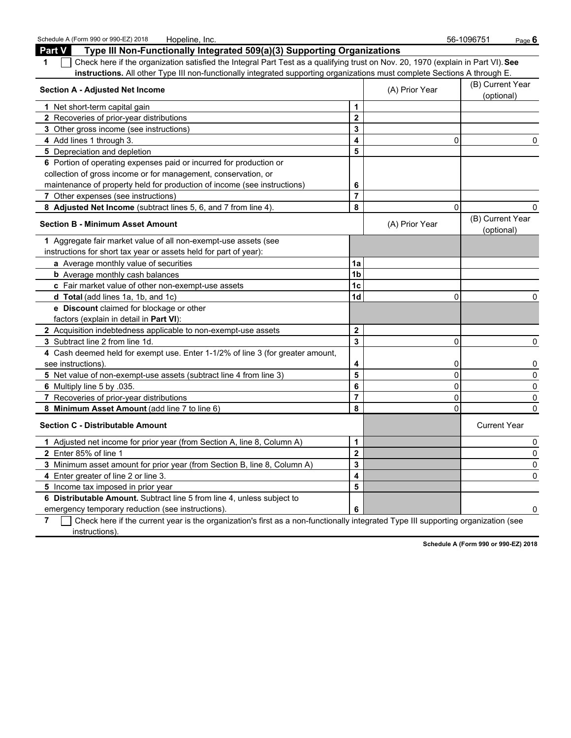## Part V Type III Non-Functionally Integrated 509(a)(3) Supporting Organizations

**1** ☐ Check here if the organization satisfied the Integral Part Test as a qualifying trust on Nov. 20, 1970 (explain in Part VI). **See instructions.** All other Type III non-functionally integrated supporting organizations must complete Sections A through E.

| Section A - Adjusted Net Income | | (A) Prior Year | (B) Current Year (optional) |
|---|---|---|---|
| **1** Net short-term capital gain | 1 | | |
| **2** Recoveries of prior-year distributions | 2 | | |
| **3** Other gross income (see instructions) | 3 | | |
| **4** Add lines 1 through 3. | 4 | 0 | 0 |
| **5** Depreciation and depletion | 5 | | |
| **6** Portion of operating expenses paid or incurred for production or collection of gross income or for management, conservation, or maintenance of property held for production of income (see instructions) | 6 | | |
| **7** Other expenses (see instructions) | 7 | | |
| **8 Adjusted Net Income** (subtract lines 5, 6, and 7 from line 4). | 8 | 0 | 0 |

| Section B - Minimum Asset Amount | | (A) Prior Year | (B) Current Year (optional) |
|---|---|---|---|
| **1** Aggregate fair market value of all non-exempt-use assets (see instructions for short tax year or assets held for part of year): | | | |
| **a** Average monthly value of securities | 1a | | |
| **b** Average monthly cash balances | 1b | | |
| **c** Fair market value of other non-exempt-use assets | 1c | | |
| **d Total** (add lines 1a, 1b, and 1c) | 1d | 0 | 0 |
| **e Discount** claimed for blockage or other factors (explain in detail in **Part VI**): | | | |
| **2** Acquisition indebtedness applicable to non-exempt-use assets | 2 | | |
| **3** Subtract line 2 from line 1d. | 3 | 0 | 0 |
| **4** Cash deemed held for exempt use. Enter 1-1/2% of line 3 (for greater amount, see instructions). | 4 | 0 | 0 |
| **5** Net value of non-exempt-use assets (subtract line 4 from line 3) | 5 | 0 | 0 |
| **6** Multiply line 5 by .035. | 6 | 0 | 0 |
| **7** Recoveries of prior-year distributions | 7 | 0 | 0 |
| **8 Minimum Asset Amount** (add line 7 to line 6) | 8 | 0 | 0 |

| Section C - Distributable Amount | | | Current Year |
|---|---|---|---|
| **1** Adjusted net income for prior year (from Section A, line 8, Column A) | 1 | | 0 |
| **2** Enter 85% of line 1 | 2 | | 0 |
| **3** Minimum asset amount for prior year (from Section B, line 8, Column A) | 3 | | 0 |
| **4** Enter greater of line 2 or line 3. | 4 | | 0 |
| **5** Income tax imposed in prior year | 5 | | |
| **6 Distributable Amount.** Subtract line 5 from line 4, unless subject to emergency temporary reduction (see instructions). | 6 | | 0 |

**7** ☐ Check here if the current year is the organization's first as a non-functionally integrated Type III supporting organization (see instructions).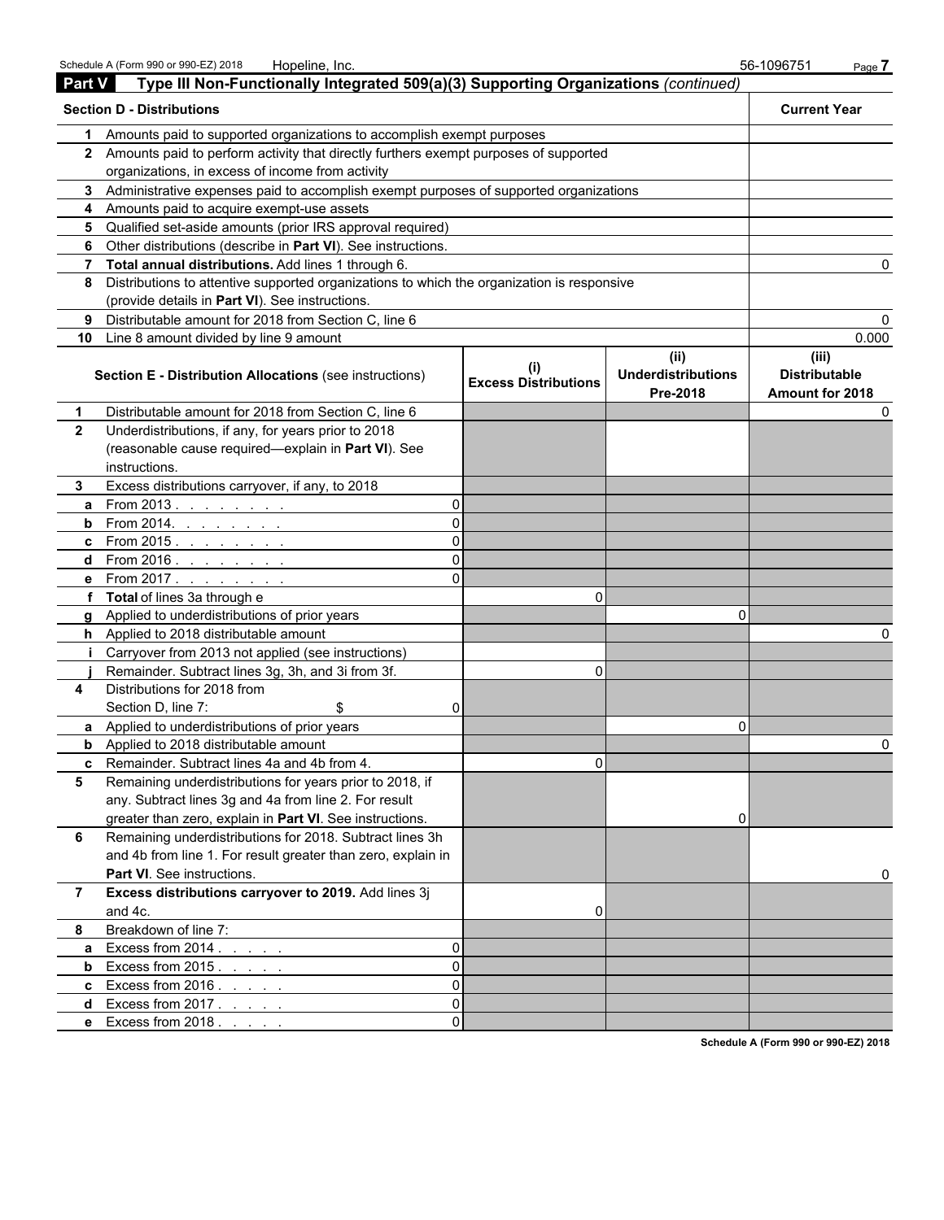## Part V Type III Non-Functionally Integrated 509(a)(3) Supporting Organizations *(continued)*

| Section D - Distributions | | Current Year |
|---|---|---|
| 1 | Amounts paid to supported organizations to accomplish exempt purposes | |
| 2 | Amounts paid to perform activity that directly furthers exempt purposes of supported organizations, in excess of income from activity | |
| 3 | Administrative expenses paid to accomplish exempt purposes of supported organizations | |
| 4 | Amounts paid to acquire exempt-use assets | |
| 5 | Qualified set-aside amounts (prior IRS approval required) | |
| 6 | Other distributions (describe in **Part VI**). See instructions. | |
| 7 | **Total annual distributions.** Add lines 1 through 6. | 0 |
| 8 | Distributions to attentive supported organizations to which the organization is responsive (provide details in **Part VI**). See instructions. | |
| 9 | Distributable amount for 2018 from Section C, line 6 | 0 |
| 10 | Line 8 amount divided by line 9 amount | 0.000 |

| | **Section E - Distribution Allocations** (see instructions) | | (i) Excess Distributions | (ii) Underdistributions Pre-2018 | (iii) Distributable Amount for 2018 |
|---|---|---|---|---|---|
| 1 | Distributable amount for 2018 from Section C, line 6 | | | | 0 |
| 2 | Underdistributions, if any, for years prior to 2018 (reasonable cause required—explain in **Part VI**). See instructions. | | | | |
| 3 | Excess distributions carryover, if any, to 2018 | | | | |
| a | From 2013 | 0 | | | |
| b | From 2014. | 0 | | | |
| c | From 2015 | 0 | | | |
| d | From 2016 | 0 | | | |
| e | From 2017 | 0 | | | |
| f | **Total** of lines 3a through e | | 0 | | |
| g | Applied to underdistributions of prior years | | | 0 | |
| h | Applied to 2018 distributable amount | | | | 0 |
| i | Carryover from 2013 not applied (see instructions) | | | | |
| j | Remainder. Subtract lines 3g, 3h, and 3i from 3f. | | 0 | | |
| 4 | Distributions for 2018 from Section D, line 7: $ | 0 | | | |
| a | Applied to underdistributions of prior years | | | 0 | |
| b | Applied to 2018 distributable amount | | | | 0 |
| c | Remainder. Subtract lines 4a and 4b from 4. | | 0 | | |
| 5 | Remaining underdistributions for years prior to 2018, if any. Subtract lines 3g and 4a from line 2. For result greater than zero, explain in **Part VI**. See instructions. | | | 0 | |
| 6 | Remaining underdistributions for 2018. Subtract lines 3h and 4b from line 1. For result greater than zero, explain in **Part VI**. See instructions. | | | | 0 |
| 7 | **Excess distributions carryover to 2019.** Add lines 3j and 4c. | | 0 | | |
| 8 | Breakdown of line 7: | | | | |
| a | Excess from 2014 | 0 | | | |
| b | Excess from 2015 | 0 | | | |
| c | Excess from 2016 | 0 | | | |
| d | Excess from 2017 | 0 | | | |
| e | Excess from 2018 | 0 | | | |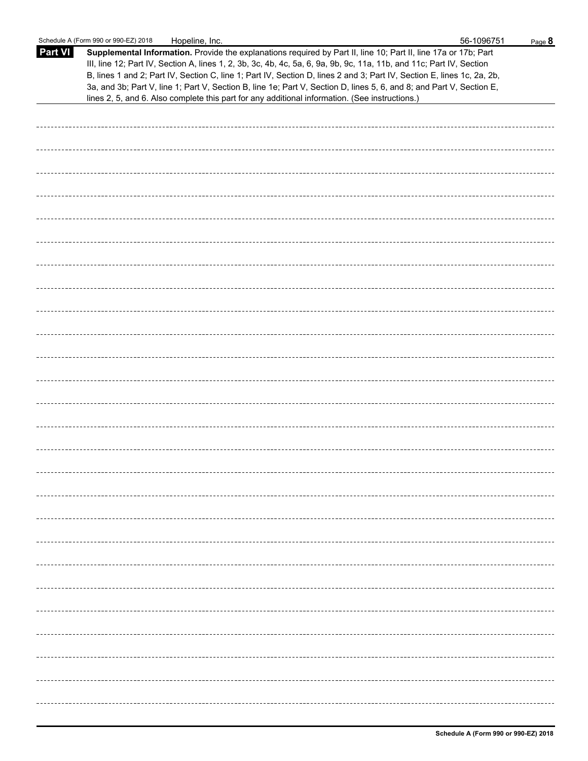Schedule A (Form 990 or 990-EZ) 2018 Hopeline, Inc. 56-1096751

## Part VI Supplemental Information.

**Supplemental Information.** Provide the explanations required by Part II, line 10; Part II, line 17a or 17b; Part III, line 12; Part IV, Section A, lines 1, 2, 3b, 3c, 4b, 4c, 5a, 6, 9a, 9b, 9c, 11a, 11b, and 11c; Part IV, Section B, lines 1 and 2; Part IV, Section C, line 1; Part IV, Section D, lines 2 and 3; Part IV, Section E, lines 1c, 2a, 2b, 3a, and 3b; Part V, line 1; Part V, Section B, line 1e; Part V, Section D, lines 5, 6, and 8; and Part V, Section E, lines 2, 5, and 6. Also complete this part for any additional information. (See instructions.)

**Schedule A (Form 990 or 990-EZ) 2018**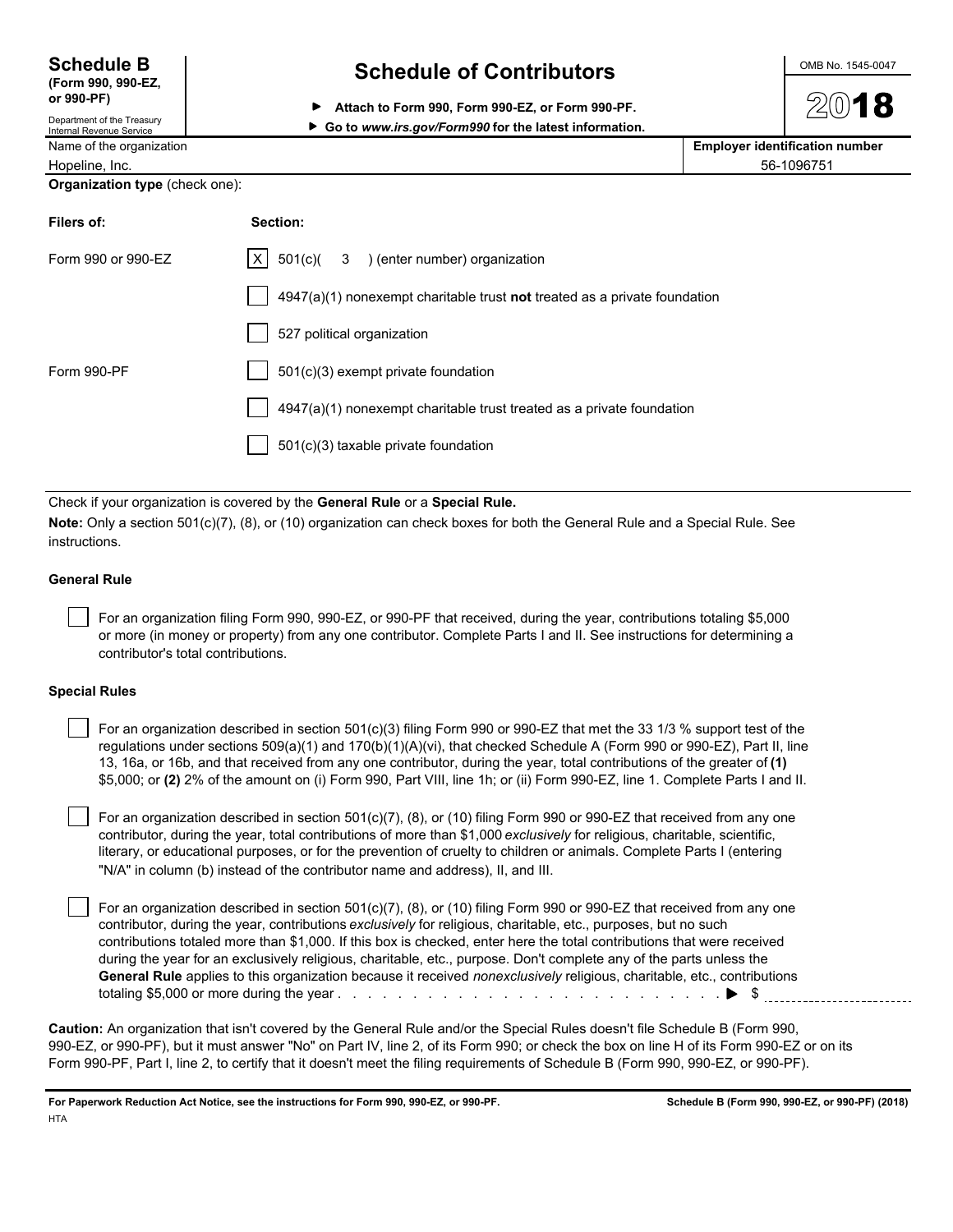**Schedule B**
**(Form 990, 990-EZ, or 990-PF)**
Department of the Treasury
Internal Revenue Service

# Schedule of Contributors

▶ **Attach to Form 990, Form 990-EZ, or Form 990-PF.**
▶ **Go to *www.irs.gov/Form990* for the latest information.**

OMB No. 1545-0047

**2018**

| Name of the organization | **Employer identification number** |
|---|---|
| Hopeline, Inc. | 56-1096751 |

**Organization type** (check one):

| **Filers of:** | **Section:** |
|---|---|
| Form 990 or 990-EZ | [X] 501(c)( 3 ) (enter number) organization |
| | [ ] 4947(a)(1) nonexempt charitable trust **not** treated as a private foundation |
| | [ ] 527 political organization |
| Form 990-PF | [ ] 501(c)(3) exempt private foundation |
| | [ ] 4947(a)(1) nonexempt charitable trust treated as a private foundation |
| | [ ] 501(c)(3) taxable private foundation |

Check if your organization is covered by the **General Rule** or a **Special Rule.**

**Note:** Only a section 501(c)(7), (8), or (10) organization can check boxes for both the General Rule and a Special Rule. See instructions.

**General Rule**

[ ] For an organization filing Form 990, 990-EZ, or 990-PF that received, during the year, contributions totaling $5,000 or more (in money or property) from any one contributor. Complete Parts I and II. See instructions for determining a contributor's total contributions.

**Special Rules**

[ ] For an organization described in section 501(c)(3) filing Form 990 or 990-EZ that met the 33 1/3 % support test of the regulations under sections 509(a)(1) and 170(b)(1)(A)(vi), that checked Schedule A (Form 990 or 990-EZ), Part II, line 13, 16a, or 16b, and that received from any one contributor, during the year, total contributions of the greater of **(1)** $5,000; or **(2)** 2% of the amount on (i) Form 990, Part VIII, line 1h; or (ii) Form 990-EZ, line 1. Complete Parts I and II.

[ ] For an organization described in section 501(c)(7), (8), or (10) filing Form 990 or 990-EZ that received from any one contributor, during the year, total contributions of more than $1,000 *exclusively* for religious, charitable, scientific, literary, or educational purposes, or for the prevention of cruelty to children or animals. Complete Parts I (entering "N/A" in column (b) instead of the contributor name and address), II, and III.

[ ] For an organization described in section 501(c)(7), (8), or (10) filing Form 990 or 990-EZ that received from any one contributor, during the year, contributions *exclusively* for religious, charitable, etc., purposes, but no such contributions totaled more than $1,000. If this box is checked, enter here the total contributions that were received during the year for an exclusively religious, charitable, etc., purpose. Don't complete any of the parts unless the **General Rule** applies to this organization because it received *nonexclusively* religious, charitable, etc., contributions totaling $5,000 or more during the year . . . . . . . . . . . . . . . . . . . . . . . . . . . . . ▶ $ ____________

**Caution:** An organization that isn't covered by the General Rule and/or the Special Rules doesn't file Schedule B (Form 990, 990-EZ, or 990-PF), but it must answer "No" on Part IV, line 2, of its Form 990; or check the box on line H of its Form 990-EZ or on its Form 990-PF, Part I, line 2, to certify that it doesn't meet the filing requirements of Schedule B (Form 990, 990-EZ, or 990-PF).

**For Paperwork Reduction Act Notice, see the instructions for Form 990, 990-EZ, or 990-PF.** **Schedule B (Form 990, 990-EZ, or 990-PF) (2018)**
HTA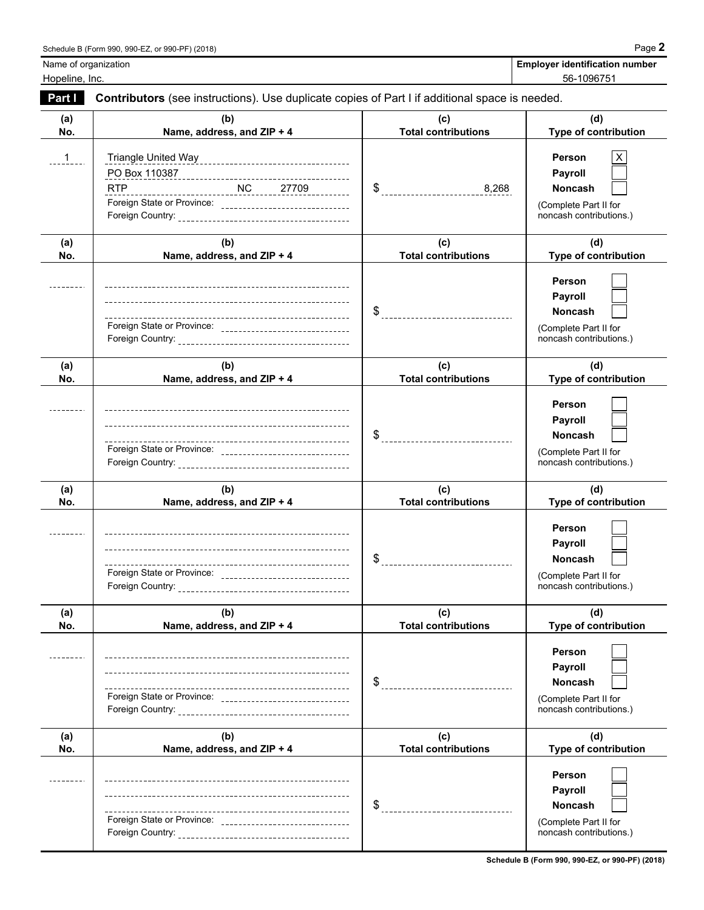Name of organization: Hopeline, Inc.

**Employer identification number:** 56-1096751

## Part I Contributors (see instructions). Use duplicate copies of Part I if additional space is needed.

| (a) No. | (b) Name, address, and ZIP + 4 | (c) Total contributions | (d) Type of contribution |
|---|---|---|---|
| 1 | Triangle United Way<br>PO Box 110387<br>RTP NC 27709<br>Foreign State or Province:<br>Foreign Country: | $ 8,268 | Person [X]<br>Payroll [ ]<br>Noncash [ ]<br>(Complete Part II for noncash contributions.) |
| | Foreign State or Province:<br>Foreign Country: | $ | Person [ ]<br>Payroll [ ]<br>Noncash [ ]<br>(Complete Part II for noncash contributions.) |
| | Foreign State or Province:<br>Foreign Country: | $ | Person [ ]<br>Payroll [ ]<br>Noncash [ ]<br>(Complete Part II for noncash contributions.) |
| | Foreign State or Province:<br>Foreign Country: | $ | Person [ ]<br>Payroll [ ]<br>Noncash [ ]<br>(Complete Part II for noncash contributions.) |
| | Foreign State or Province:<br>Foreign Country: | $ | Person [ ]<br>Payroll [ ]<br>Noncash [ ]<br>(Complete Part II for noncash contributions.) |
| | Foreign State or Province:<br>Foreign Country: | $ | Person [ ]<br>Payroll [ ]<br>Noncash [ ]<br>(Complete Part II for noncash contributions.) |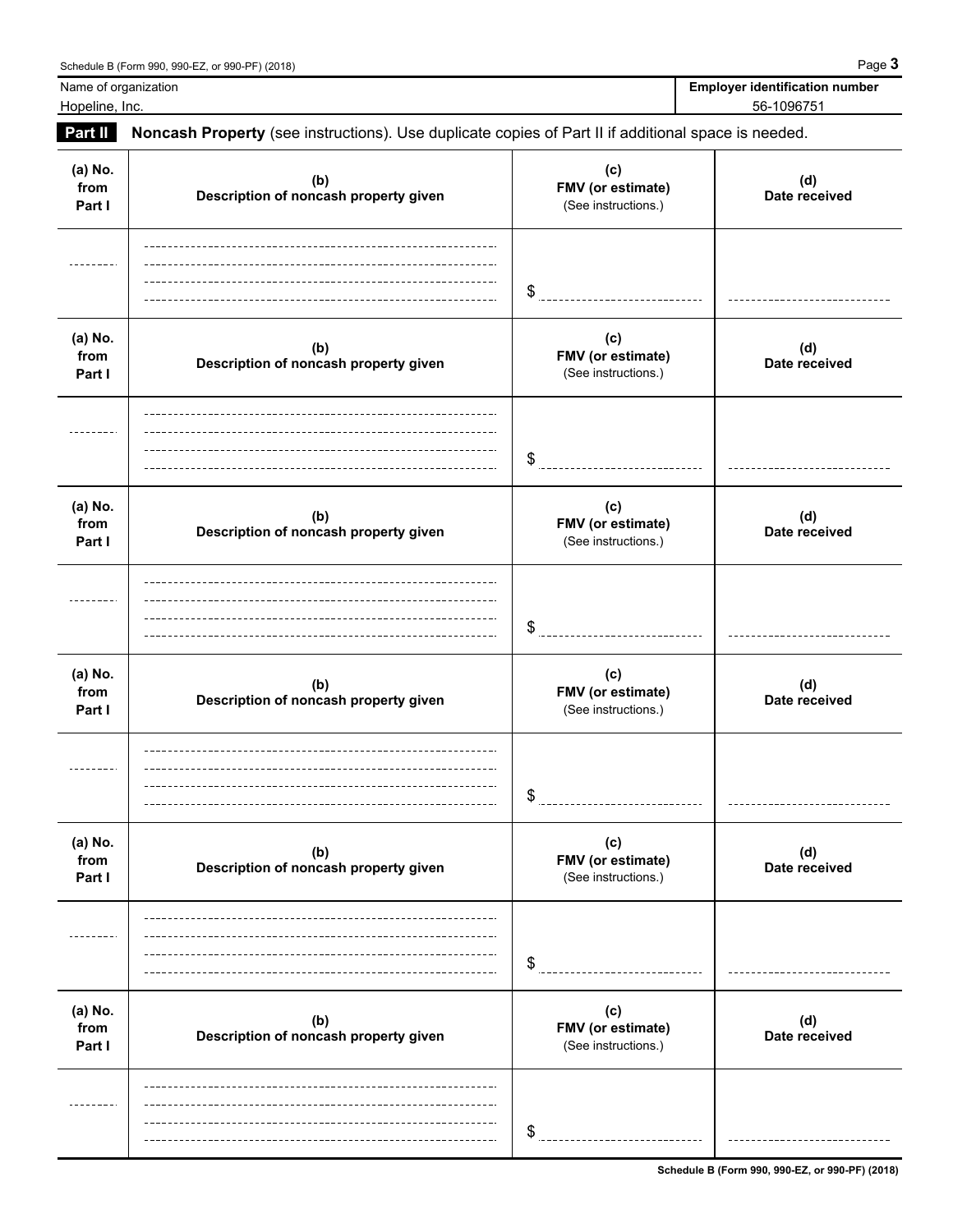Name of organization: Hopeline, Inc.

**Employer identification number:** 56-1096751

**Part II** **Noncash Property** (see instructions). Use duplicate copies of Part II if additional space is needed.

| (a) No. from Part I | (b) Description of noncash property given | (c) FMV (or estimate) (See instructions.) | (d) Date received |
|---|---|---|---|
| | | $ | |

| (a) No. from Part I | (b) Description of noncash property given | (c) FMV (or estimate) (See instructions.) | (d) Date received |
|---|---|---|---|
| | | $ | |

| (a) No. from Part I | (b) Description of noncash property given | (c) FMV (or estimate) (See instructions.) | (d) Date received |
|---|---|---|---|
| | | $ | |

| (a) No. from Part I | (b) Description of noncash property given | (c) FMV (or estimate) (See instructions.) | (d) Date received |
|---|---|---|---|
| | | $ | |

| (a) No. from Part I | (b) Description of noncash property given | (c) FMV (or estimate) (See instructions.) | (d) Date received |
|---|---|---|---|
| | | $ | |

| (a) No. from Part I | (b) Description of noncash property given | (c) FMV (or estimate) (See instructions.) | (d) Date received |
|---|---|---|---|
| | | $ | |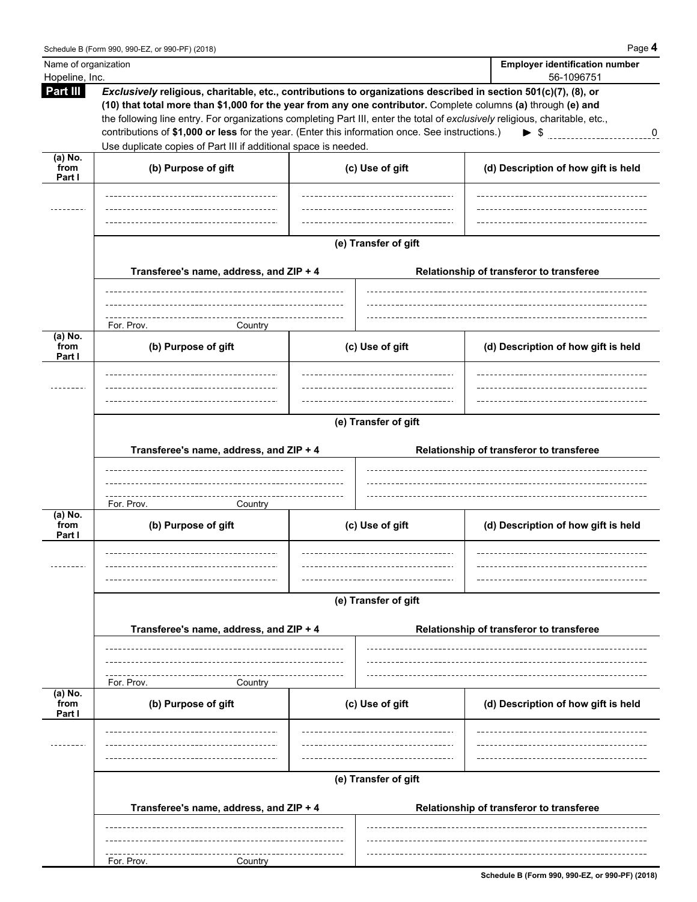Name of organization: Hopeline, Inc.

**Employer identification number** 56-1096751

**Part III** ***Exclusively*** **religious, charitable, etc., contributions to organizations described in section 501(c)(7), (8), or (10) that total more than $1,000 for the year from any one contributor.** Complete columns **(a)** through **(e) and** the following line entry. For organizations completing Part III, enter the total of *exclusively* religious, charitable, etc., contributions of **$1,000 or less** for the year. (Enter this information once. See instructions.) ▶ $ 0

Use duplicate copies of Part III if additional space is needed.

| (a) No. from Part I | (b) Purpose of gift | (c) Use of gift | (d) Description of how gift is held |
|---|---|---|---|
| | | | |

**(e) Transfer of gift**

| Transferee's name, address, and ZIP + 4 | Relationship of transferor to transferee |
|---|---|
| For. Prov. Country | |

| (a) No. from Part I | (b) Purpose of gift | (c) Use of gift | (d) Description of how gift is held |
|---|---|---|---|
| | | | |

**(e) Transfer of gift**

| Transferee's name, address, and ZIP + 4 | Relationship of transferor to transferee |
|---|---|
| For. Prov. Country | |

| (a) No. from Part I | (b) Purpose of gift | (c) Use of gift | (d) Description of how gift is held |
|---|---|---|---|
| | | | |

**(e) Transfer of gift**

| Transferee's name, address, and ZIP + 4 | Relationship of transferor to transferee |
|---|---|
| For. Prov. Country | |

| (a) No. from Part I | (b) Purpose of gift | (c) Use of gift | (d) Description of how gift is held |
|---|---|---|---|
| | | | |

**(e) Transfer of gift**

| Transferee's name, address, and ZIP + 4 | Relationship of transferor to transferee |
|---|---|
| For. Prov. Country | |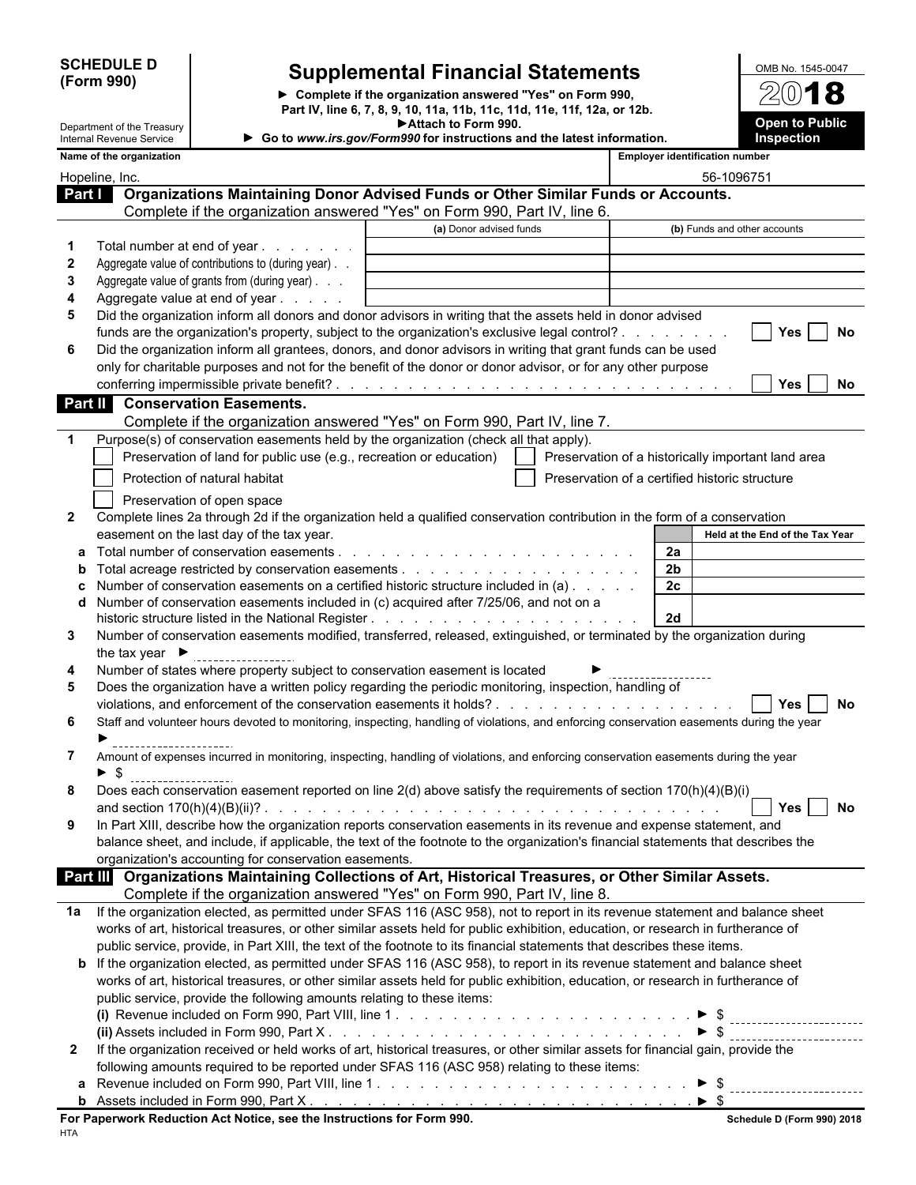**SCHEDULE D (Form 990)**

Department of the Treasury
Internal Revenue Service

# Supplemental Financial Statements

► Complete if the organization answered "Yes" on Form 990, Part IV, line 6, 7, 8, 9, 10, 11a, 11b, 11c, 11d, 11e, 11f, 12a, or 12b.
► Attach to Form 990.
► Go to *www.irs.gov/Form990* for instructions and the latest information.

OMB No. 1545-0047
**2018**
**Open to Public Inspection**

| Name of the organization | Employer identification number |
|---|---|
| Hopeline, Inc. | 56-1096751 |

## Part I Organizations Maintaining Donor Advised Funds or Other Similar Funds or Accounts.
Complete if the organization answered "Yes" on Form 990, Part IV, line 6.

| | | (a) Donor advised funds | (b) Funds and other accounts |
|---|---|---|---|
| 1 | Total number at end of year | | |
| 2 | Aggregate value of contributions to (during year) | | |
| 3 | Aggregate value of grants from (during year) | | |
| 4 | Aggregate value at end of year | | |

5 Did the organization inform all donors and donor advisors in writing that the assets held in donor advised funds are the organization's property, subject to the organization's exclusive legal control? ☐ Yes ☐ No

6 Did the organization inform all grantees, donors, and donor advisors in writing that grant funds can be used only for charitable purposes and not for the benefit of the donor or donor advisor, or for any other purpose conferring impermissible private benefit? ☐ Yes ☐ No

## Part II Conservation Easements.
Complete if the organization answered "Yes" on Form 990, Part IV, line 7.

1 Purpose(s) of conservation easements held by the organization (check all that apply).

- ☐ Preservation of land for public use (e.g., recreation or education)
- ☐ Preservation of a historically important land area
- ☐ Protection of natural habitat
- ☐ Preservation of a certified historic structure
- ☐ Preservation of open space

2 Complete lines 2a through 2d if the organization held a qualified conservation contribution in the form of a conservation easement on the last day of the tax year.

| | | | Held at the End of the Tax Year |
|---|---|---|---|
| a | Total number of conservation easements | 2a | |
| b | Total acreage restricted by conservation easements | 2b | |
| c | Number of conservation easements on a certified historic structure included in (a) | 2c | |
| d | Number of conservation easements included in (c) acquired after 7/25/06, and not on a historic structure listed in the National Register | 2d | |

3 Number of conservation easements modified, transferred, released, extinguished, or terminated by the organization during the tax year ► ______

4 Number of states where property subject to conservation easement is located ► ______

5 Does the organization have a written policy regarding the periodic monitoring, inspection, handling of violations, and enforcement of the conservation easements it holds? ☐ Yes ☐ No

6 Staff and volunteer hours devoted to monitoring, inspecting, handling of violations, and enforcing conservation easements during the year ► ______

7 Amount of expenses incurred in monitoring, inspecting, handling of violations, and enforcing conservation easements during the year ► $ ______

8 Does each conservation easement reported on line 2(d) above satisfy the requirements of section 170(h)(4)(B)(i) and section 170(h)(4)(B)(ii)? ☐ Yes ☐ No

9 In Part XIII, describe how the organization reports conservation easements in its revenue and expense statement, and balance sheet, and include, if applicable, the text of the footnote to the organization's financial statements that describes the organization's accounting for conservation easements.

## Part III Organizations Maintaining Collections of Art, Historical Treasures, or Other Similar Assets.
Complete if the organization answered "Yes" on Form 990, Part IV, line 8.

1a If the organization elected, as permitted under SFAS 116 (ASC 958), not to report in its revenue statement and balance sheet works of art, historical treasures, or other similar assets held for public exhibition, education, or research in furtherance of public service, provide, in Part XIII, the text of the footnote to its financial statements that describes these items.

b If the organization elected, as permitted under SFAS 116 (ASC 958), to report in its revenue statement and balance sheet works of art, historical treasures, or other similar assets held for public exhibition, education, or research in furtherance of public service, provide the following amounts relating to these items:

(i) Revenue included on Form 990, Part VIII, line 1 ► $ ______

(ii) Assets included in Form 990, Part X ► $ ______

2 If the organization received or held works of art, historical treasures, or other similar assets for financial gain, provide the following amounts required to be reported under SFAS 116 (ASC 958) relating to these items:

a Revenue included on Form 990, Part VIII, line 1 ► $ ______

b Assets included in Form 990, Part X ► $ ______

**For Paperwork Reduction Act Notice, see the Instructions for Form 990.** Schedule D (Form 990) 2018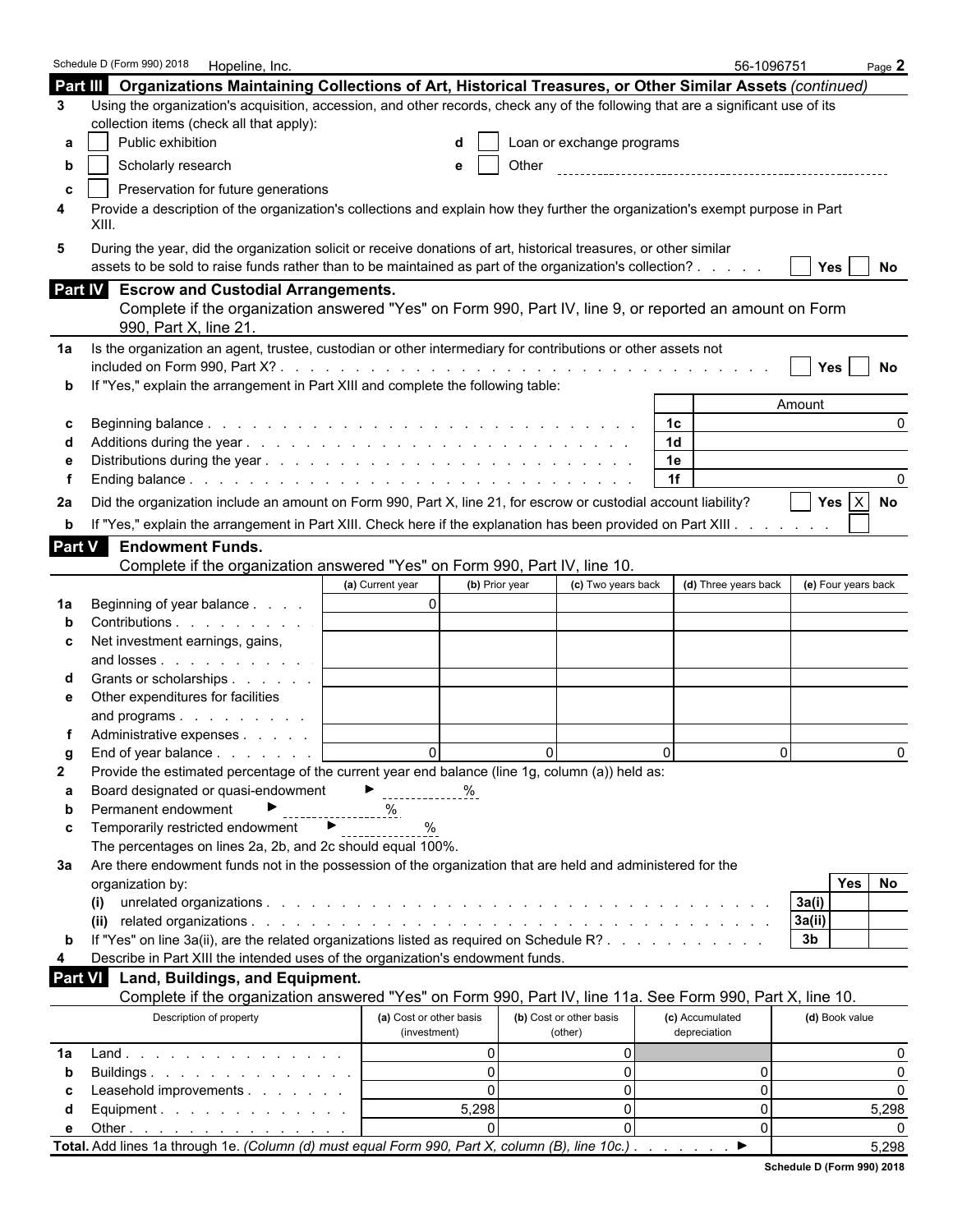Schedule D (Form 990) 2018 Hopeline, Inc. 56-1096751 Page **2**

## Part III Organizations Maintaining Collections of Art, Historical Treasures, or Other Similar Assets *(continued)*

**3** Using the organization's acquisition, accession, and other records, check any of the following that are a significant use of its collection items (check all that apply):

- **a** ☐ Public exhibition
- **b** ☐ Scholarly research
- **c** ☐ Preservation for future generations
- **d** ☐ Loan or exchange programs
- **e** ☐ Other

**4** Provide a description of the organization's collections and explain how they further the organization's exempt purpose in Part XIII.

**5** During the year, did the organization solicit or receive donations of art, historical treasures, or other similar assets to be sold to raise funds rather than to be maintained as part of the organization's collection? ☐ Yes ☐ No

## Part IV Escrow and Custodial Arrangements.

Complete if the organization answered "Yes" on Form 990, Part IV, line 9, or reported an amount on Form 990, Part X, line 21.

**1a** Is the organization an agent, trustee, custodian or other intermediary for contributions or other assets not included on Form 990, Part X? ☐ Yes ☐ No

**b** If "Yes," explain the arrangement in Part XIII and complete the following table:

| | | | Amount |
|---|---|---|---|
| **c** | Beginning balance | 1c | 0 |
| **d** | Additions during the year | 1d | |
| **e** | Distributions during the year | 1e | |
| **f** | Ending balance | 1f | 0 |

**2a** Did the organization include an amount on Form 990, Part X, line 21, for escrow or custodial account liability? ☐ Yes ☒ No

**b** If "Yes," explain the arrangement in Part XIII. Check here if the explanation has been provided on Part XIII ☐

## Part V Endowment Funds.

Complete if the organization answered "Yes" on Form 990, Part IV, line 10.

| | | (a) Current year | (b) Prior year | (c) Two years back | (d) Three years back | (e) Four years back |
|---|---|---|---|---|---|---|
| **1a** | Beginning of year balance | 0 | | | | |
| **b** | Contributions | | | | | |
| **c** | Net investment earnings, gains, and losses | | | | | |
| **d** | Grants or scholarships | | | | | |
| **e** | Other expenditures for facilities and programs | | | | | |
| **f** | Administrative expenses | | | | | |
| **g** | End of year balance | 0 | 0 | 0 | 0 | 0 |

**2** Provide the estimated percentage of the current year end balance (line 1g, column (a)) held as:

- **a** Board designated or quasi-endowment ► ______ %
- **b** Permanent endowment ► ______ %
- **c** Temporarily restricted endowment ► ______ %

The percentages on lines 2a, 2b, and 2c should equal 100%.

**3a** Are there endowment funds not in the possession of the organization that are held and administered for the organization by:

| | | | Yes | No |
|---|---|---|---|---|
| **(i)** | unrelated organizations | 3a(i) | | |
| **(ii)** | related organizations | 3a(ii) | | |
| **b** | If "Yes" on line 3a(ii), are the related organizations listed as required on Schedule R? | 3b | | |

**4** Describe in Part XIII the intended uses of the organization's endowment funds.

## Part VI Land, Buildings, and Equipment.

Complete if the organization answered "Yes" on Form 990, Part IV, line 11a. See Form 990, Part X, line 10.

| | Description of property | (a) Cost or other basis (investment) | (b) Cost or other basis (other) | (c) Accumulated depreciation | (d) Book value |
|---|---|---|---|---|---|
| **1a** | Land | 0 | 0 | | 0 |
| **b** | Buildings | 0 | 0 | 0 | 0 |
| **c** | Leasehold improvements | 0 | 0 | 0 | 0 |
| **d** | Equipment | 5,298 | 0 | 0 | 5,298 |
| **e** | Other | 0 | 0 | 0 | 0 |

**Total.** Add lines 1a through 1e. *(Column (d) must equal Form 990, Part X, column (B), line 10c.)* ► 5,298

Schedule D (Form 990) 2018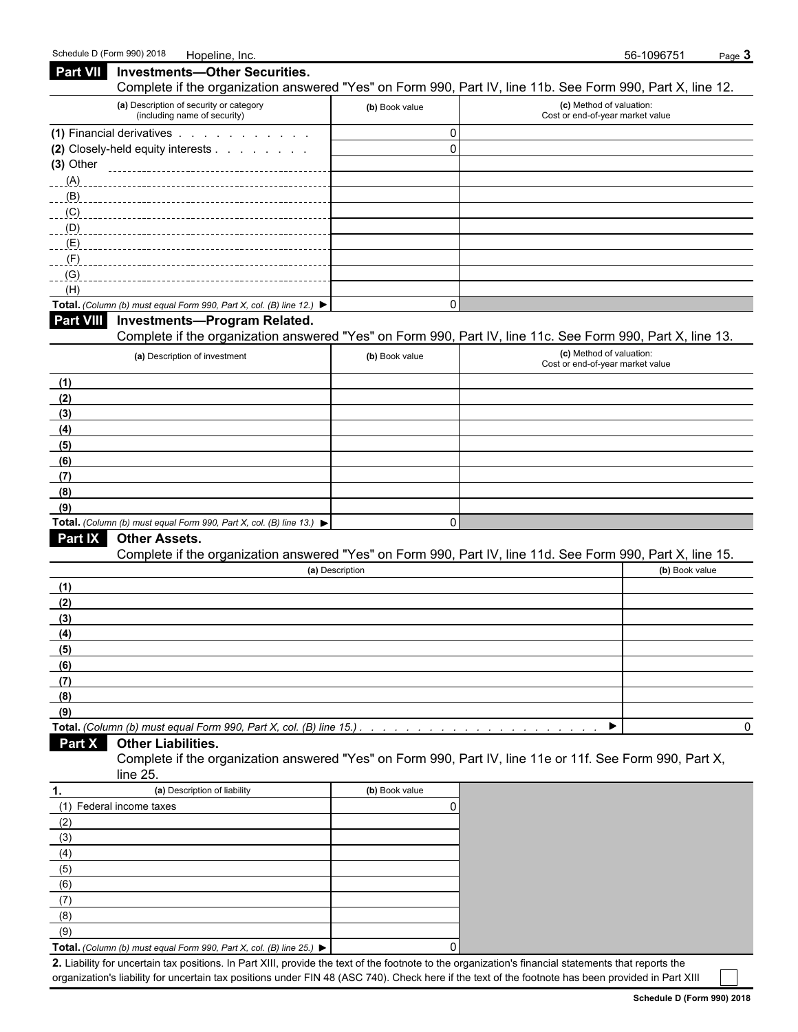Schedule D (Form 990) 2018 Hopeline, Inc. 56-1096751 Page **3**

## Part VII Investments—Other Securities.

Complete if the organization answered "Yes" on Form 990, Part IV, line 11b. See Form 990, Part X, line 12.

| (a) Description of security or category (including name of security) | (b) Book value | (c) Method of valuation: Cost or end-of-year market value |
|---|---|---|
| **(1)** Financial derivatives | 0 | |
| **(2)** Closely-held equity interests | 0 | |
| **(3)** Other | | |
| (A) | | |
| (B) | | |
| (C) | | |
| (D) | | |
| (E) | | |
| (F) | | |
| (G) | | |
| (H) | | |
| **Total.** *(Column (b) must equal Form 990, Part X, col. (B) line 12.)* ▶ | 0 | |

## Part VIII Investments—Program Related.

Complete if the organization answered "Yes" on Form 990, Part IV, line 11c. See Form 990, Part X, line 13.

| (a) Description of investment | (b) Book value | (c) Method of valuation: Cost or end-of-year market value |
|---|---|---|
| **(1)** | | |
| **(2)** | | |
| **(3)** | | |
| **(4)** | | |
| **(5)** | | |
| **(6)** | | |
| **(7)** | | |
| **(8)** | | |
| **(9)** | | |
| **Total.** *(Column (b) must equal Form 990, Part X, col. (B) line 13.)* ▶ | 0 | |

## Part IX Other Assets.

Complete if the organization answered "Yes" on Form 990, Part IV, line 11d. See Form 990, Part X, line 15.

| (a) Description | (b) Book value |
|---|---|
| **(1)** | |
| **(2)** | |
| **(3)** | |
| **(4)** | |
| **(5)** | |
| **(6)** | |
| **(7)** | |
| **(8)** | |
| **(9)** | |
| **Total.** *(Column (b) must equal Form 990, Part X, col. (B) line 15.)* ▶ | 0 |

## Part X Other Liabilities.

Complete if the organization answered "Yes" on Form 990, Part IV, line 11e or 11f. See Form 990, Part X, line 25.

| **1.** (a) Description of liability | (b) Book value |
|---|---|
| (1) Federal income taxes | 0 |
| (2) | |
| (3) | |
| (4) | |
| (5) | |
| (6) | |
| (7) | |
| (8) | |
| (9) | |
| **Total.** *(Column (b) must equal Form 990, Part X, col. (B) line 25.)* ▶ | 0 |

**2.** Liability for uncertain tax positions. In Part XIII, provide the text of the footnote to the organization's financial statements that reports the organization's liability for uncertain tax positions under FIN 48 (ASC 740). Check here if the text of the footnote has been provided in Part XIII ☐

**Schedule D (Form 990) 2018**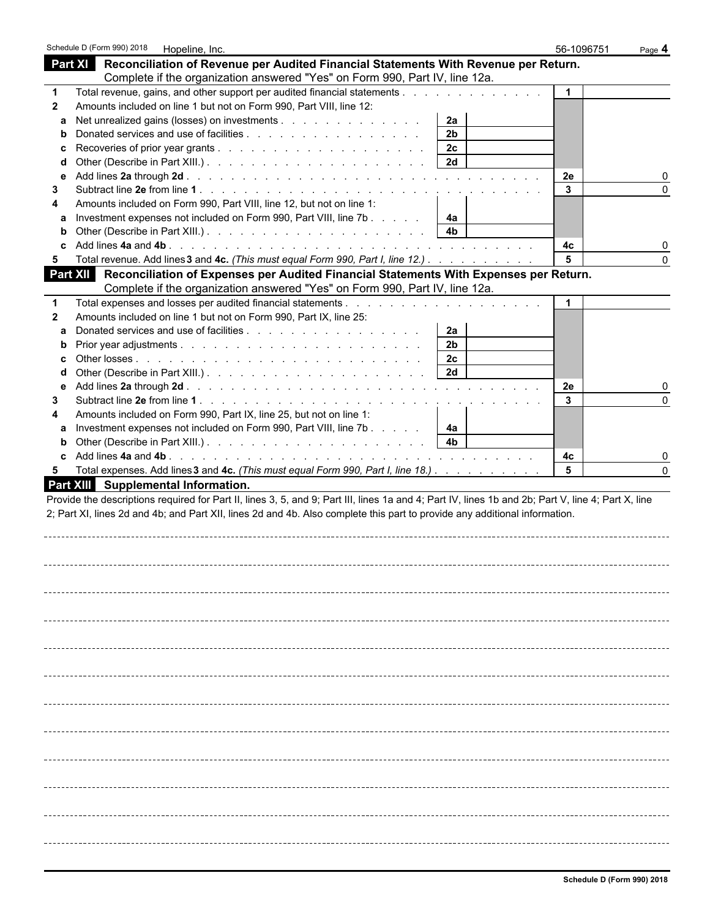Schedule D (Form 990) 2018 Hopeline, Inc. 56-1096751

## Part XI Reconciliation of Revenue per Audited Financial Statements With Revenue per Return.

Complete if the organization answered "Yes" on Form 990, Part IV, line 12a.

| | | | | | |
|---|---|---|---|---|---|
| 1 | Total revenue, gains, and other support per audited financial statements | | | 1 | |
| 2 | Amounts included on line 1 but not on Form 990, Part VIII, line 12: | | | | |
| a | Net unrealized gains (losses) on investments | 2a | | | |
| b | Donated services and use of facilities | 2b | | | |
| c | Recoveries of prior year grants | 2c | | | |
| d | Other (Describe in Part XIII.) | 2d | | | |
| e | Add lines **2a** through **2d** | | | 2e | 0 |
| 3 | Subtract line **2e** from line **1** | | | 3 | 0 |
| 4 | Amounts included on Form 990, Part VIII, line 12, but not on line 1: | | | | |
| a | Investment expenses not included on Form 990, Part VIII, line 7b | 4a | | | |
| b | Other (Describe in Part XIII.) | 4b | | | |
| c | Add lines **4a** and **4b** | | | 4c | 0 |
| 5 | Total revenue. Add lines **3** and **4c.** *(This must equal Form 990, Part I, line 12.)* | | | 5 | 0 |

## Part XII Reconciliation of Expenses per Audited Financial Statements With Expenses per Return.

Complete if the organization answered "Yes" on Form 990, Part IV, line 12a.

| | | | | | |
|---|---|---|---|---|---|
| 1 | Total expenses and losses per audited financial statements | | | 1 | |
| 2 | Amounts included on line 1 but not on Form 990, Part IX, line 25: | | | | |
| a | Donated services and use of facilities | 2a | | | |
| b | Prior year adjustments | 2b | | | |
| c | Other losses | 2c | | | |
| d | Other (Describe in Part XIII.) | 2d | | | |
| e | Add lines **2a** through **2d** | | | 2e | 0 |
| 3 | Subtract line **2e** from line **1** | | | 3 | 0 |
| 4 | Amounts included on Form 990, Part IX, line 25, but not on line 1: | | | | |
| a | Investment expenses not included on Form 990, Part VIII, line 7b | 4a | | | |
| b | Other (Describe in Part XIII.) | 4b | | | |
| c | Add lines **4a** and **4b** | | | 4c | 0 |
| 5 | Total expenses. Add lines **3** and **4c.** *(This must equal Form 990, Part I, line 18.)* | | | 5 | 0 |

## Part XIII Supplemental Information.

Provide the descriptions required for Part II, lines 3, 5, and 9; Part III, lines 1a and 4; Part IV, lines 1b and 2b; Part V, line 4; Part X, line 2; Part XI, lines 2d and 4b; and Part XII, lines 2d and 4b. Also complete this part to provide any additional information.

**Schedule D (Form 990) 2018**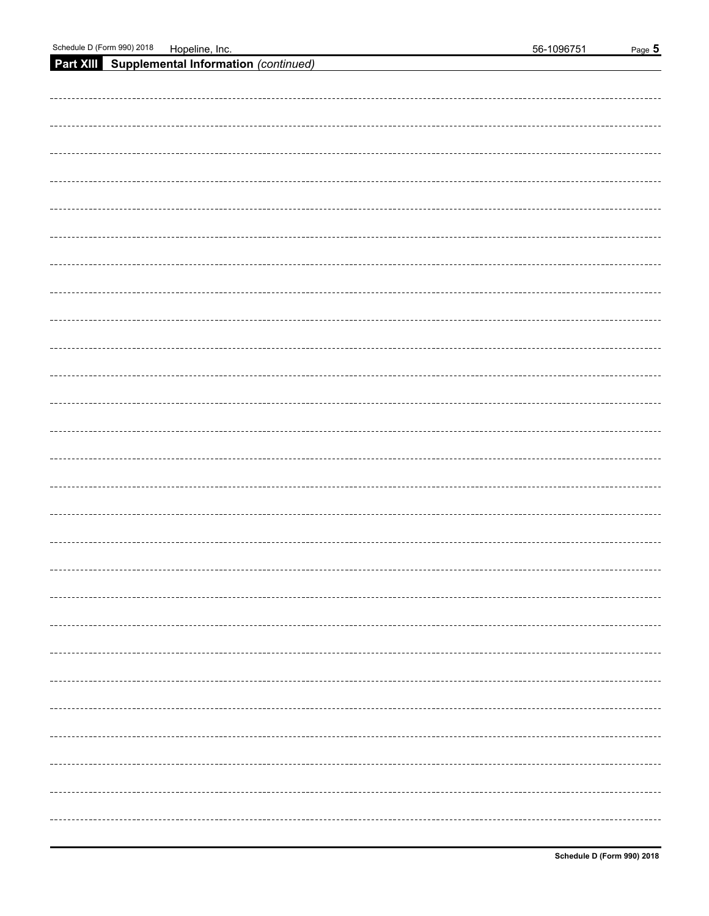## Part XIII Supplemental Information *(continued)*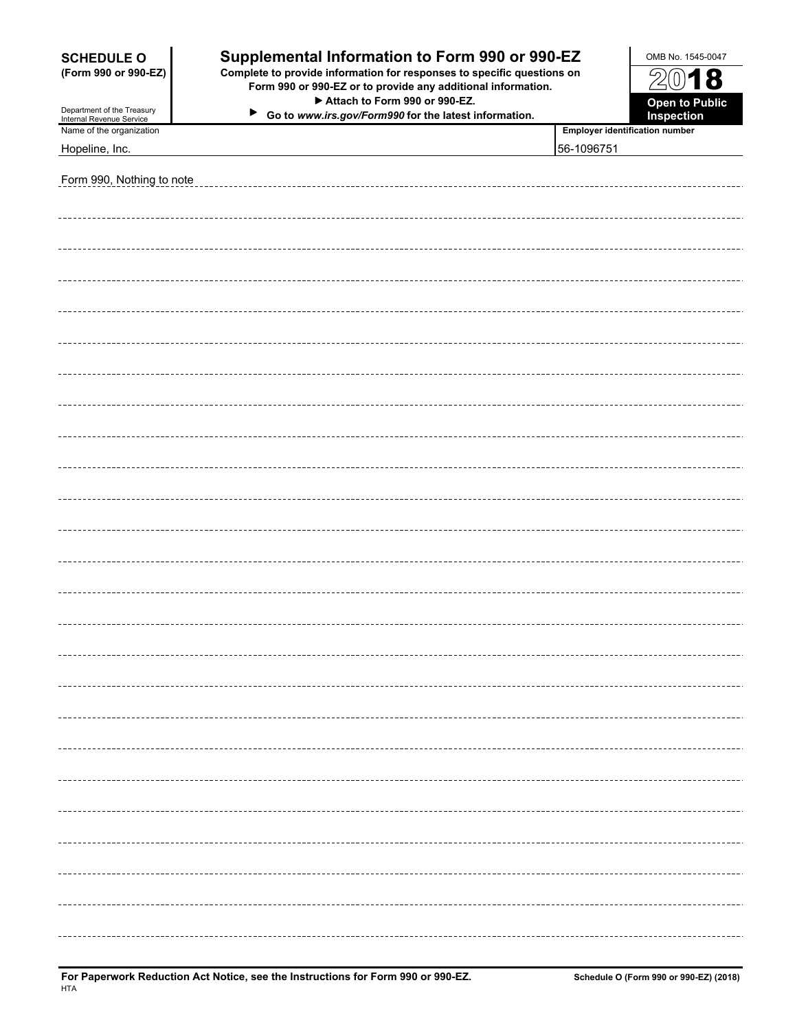**SCHEDULE O**
**(Form 990 or 990-EZ)**

Department of the Treasury
Internal Revenue Service

# Supplemental Information to Form 990 or 990-EZ

**Complete to provide information for responses to specific questions on Form 990 or 990-EZ or to provide any additional information.**
**▶ Attach to Form 990 or 990-EZ.**
**▶ Go to *www.irs.gov/Form990* for the latest information.**

OMB No. 1545-0047

**2018**

**Open to Public Inspection**

| Name of the organization | Employer identification number |
|---|---|
| Hopeline, Inc. | 56-1096751 |

Form 990, Nothing to note

**For Paperwork Reduction Act Notice, see the Instructions for Form 990 or 990-EZ.**
HTA

**Schedule O (Form 990 or 990-EZ) (2018)**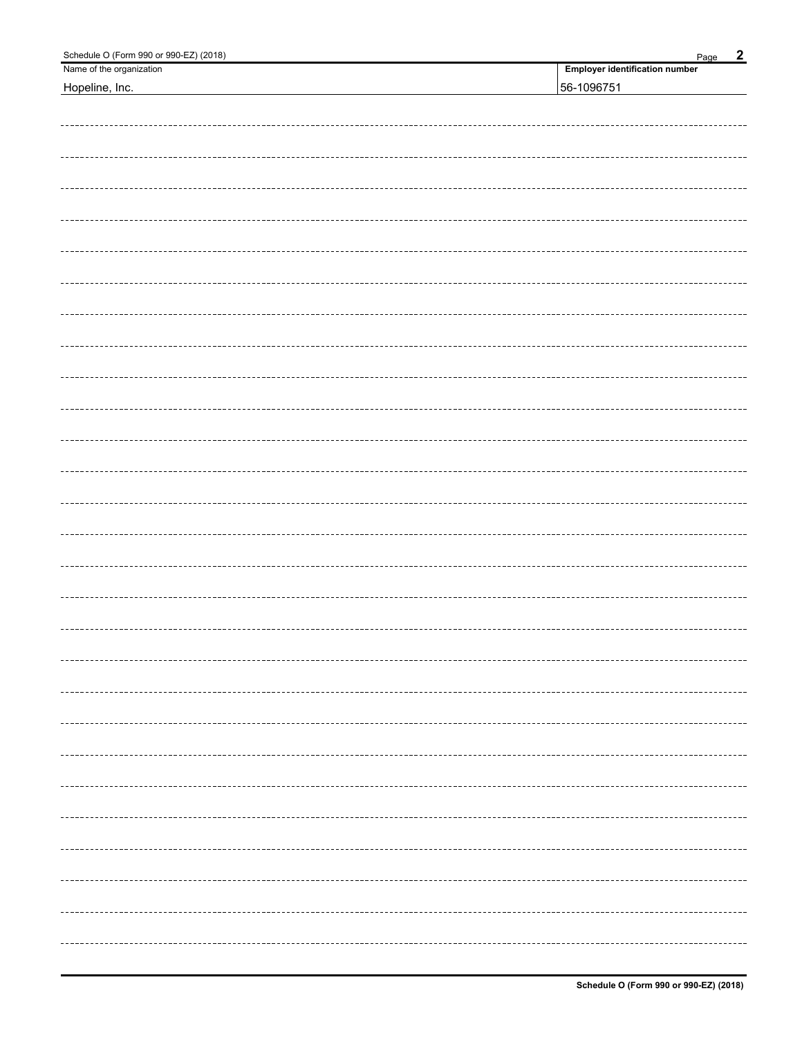Name of the organization

Hopeline, Inc.

**Employer identification number**

56-1096751